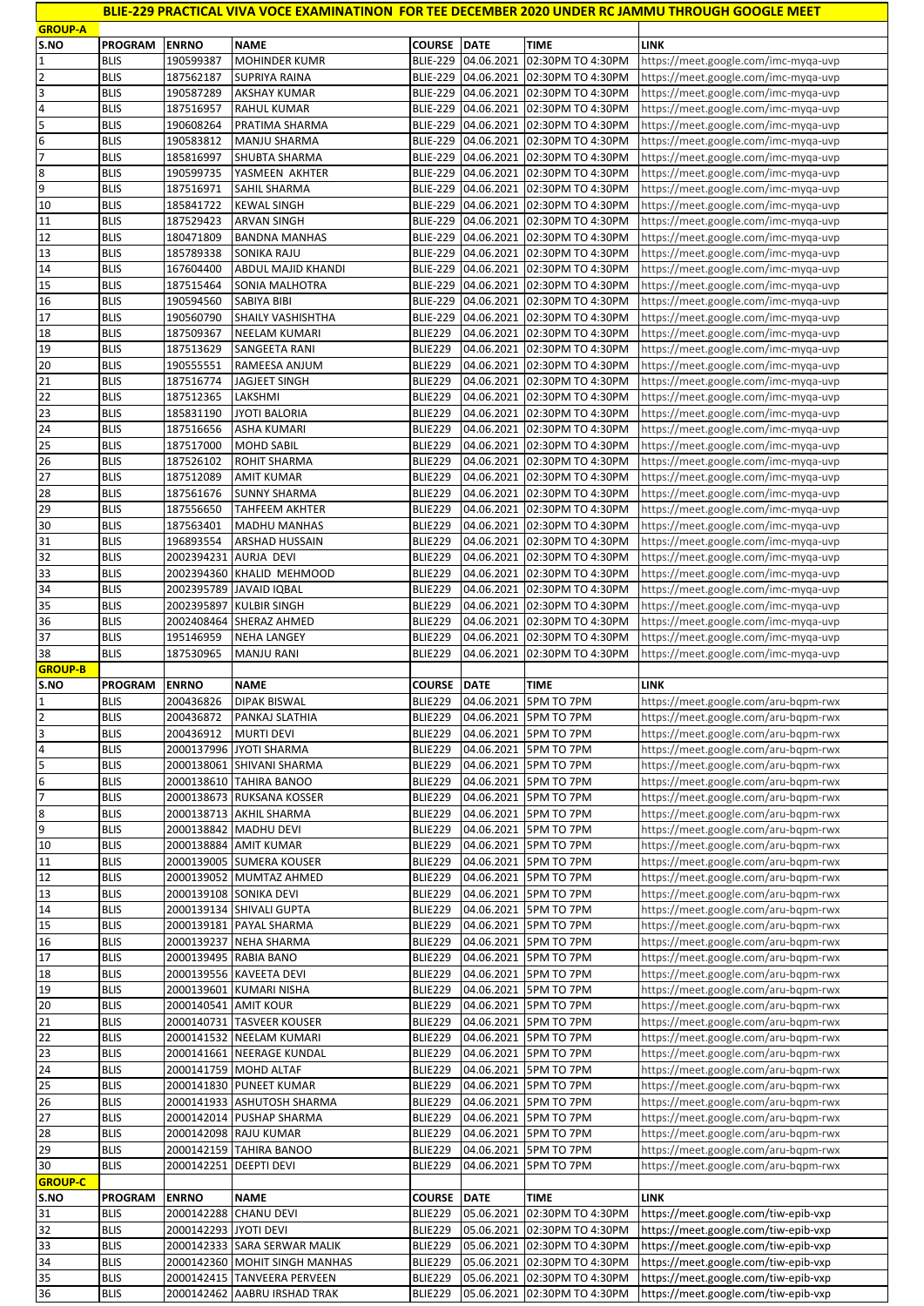# BLIE-229 PRACTICAL VIVA VOCE EXAMINATINON FOR TEE DECEMBER 2020 UNDER RC JAMMU THROUGH GOOGLE MEET

**GROUP-A**

| S.NO | PROGRAM | ENRNO | NAME | COURSE | DATE | TIME | LINK |
|---|---|---|---|---|---|---|---|
| 1 | BLIS | 190599387 | MOHINDER KUMR | BLIE-229 | 04.06.2021 | 02:30PM TO 4:30PM | https://meet.google.com/imc-myqa-uvp |
| 2 | BLIS | 187562187 | SUPRIYA RAINA | BLIE-229 | 04.06.2021 | 02:30PM TO 4:30PM | https://meet.google.com/imc-myqa-uvp |
| 3 | BLIS | 190587289 | AKSHAY KUMAR | BLIE-229 | 04.06.2021 | 02:30PM TO 4:30PM | https://meet.google.com/imc-myqa-uvp |
| 4 | BLIS | 187516957 | RAHUL KUMAR | BLIE-229 | 04.06.2021 | 02:30PM TO 4:30PM | https://meet.google.com/imc-myqa-uvp |
| 5 | BLIS | 190608264 | PRATIMA SHARMA | BLIE-229 | 04.06.2021 | 02:30PM TO 4:30PM | https://meet.google.com/imc-myqa-uvp |
| 6 | BLIS | 190583812 | MANJU SHARMA | BLIE-229 | 04.06.2021 | 02:30PM TO 4:30PM | https://meet.google.com/imc-myqa-uvp |
| 7 | BLIS | 185816997 | SHUBTA SHARMA | BLIE-229 | 04.06.2021 | 02:30PM TO 4:30PM | https://meet.google.com/imc-myqa-uvp |
| 8 | BLIS | 190599735 | YASMEEN AKHTER | BLIE-229 | 04.06.2021 | 02:30PM TO 4:30PM | https://meet.google.com/imc-myqa-uvp |
| 9 | BLIS | 187516971 | SAHIL SHARMA | BLIE-229 | 04.06.2021 | 02:30PM TO 4:30PM | https://meet.google.com/imc-myqa-uvp |
| 10 | BLIS | 185841722 | KEWAL SINGH | BLIE-229 | 04.06.2021 | 02:30PM TO 4:30PM | https://meet.google.com/imc-myqa-uvp |
| 11 | BLIS | 187529423 | ARVAN SINGH | BLIE-229 | 04.06.2021 | 02:30PM TO 4:30PM | https://meet.google.com/imc-myqa-uvp |
| 12 | BLIS | 180471809 | BANDNA MANHAS | BLIE-229 | 04.06.2021 | 02:30PM TO 4:30PM | https://meet.google.com/imc-myqa-uvp |
| 13 | BLIS | 185789338 | SONIKA RAJU | BLIE-229 | 04.06.2021 | 02:30PM TO 4:30PM | https://meet.google.com/imc-myqa-uvp |
| 14 | BLIS | 167604400 | ABDUL MAJID KHANDI | BLIE-229 | 04.06.2021 | 02:30PM TO 4:30PM | https://meet.google.com/imc-myqa-uvp |
| 15 | BLIS | 187515464 | SONIA MALHOTRA | BLIE-229 | 04.06.2021 | 02:30PM TO 4:30PM | https://meet.google.com/imc-myqa-uvp |
| 16 | BLIS | 190594560 | SABIYA BIBI | BLIE-229 | 04.06.2021 | 02:30PM TO 4:30PM | https://meet.google.com/imc-myqa-uvp |
| 17 | BLIS | 190560790 | SHAILY VASHISHTHA | BLIE-229 | 04.06.2021 | 02:30PM TO 4:30PM | https://meet.google.com/imc-myqa-uvp |
| 18 | BLIS | 187509367 | NEELAM KUMARI | BLIE229 | 04.06.2021 | 02:30PM TO 4:30PM | https://meet.google.com/imc-myqa-uvp |
| 19 | BLIS | 187513629 | SANGEETA RANI | BLIE229 | 04.06.2021 | 02:30PM TO 4:30PM | https://meet.google.com/imc-myqa-uvp |
| 20 | BLIS | 190555551 | RAMEESA ANJUM | BLIE229 | 04.06.2021 | 02:30PM TO 4:30PM | https://meet.google.com/imc-myqa-uvp |
| 21 | BLIS | 187516774 | JAGJEET SINGH | BLIE229 | 04.06.2021 | 02:30PM TO 4:30PM | https://meet.google.com/imc-myqa-uvp |
| 22 | BLIS | 187512365 | LAKSHMI | BLIE229 | 04.06.2021 | 02:30PM TO 4:30PM | https://meet.google.com/imc-myqa-uvp |
| 23 | BLIS | 185831190 | JYOTI BALORIA | BLIE229 | 04.06.2021 | 02:30PM TO 4:30PM | https://meet.google.com/imc-myqa-uvp |
| 24 | BLIS | 187516656 | ASHA KUMARI | BLIE229 | 04.06.2021 | 02:30PM TO 4:30PM | https://meet.google.com/imc-myqa-uvp |
| 25 | BLIS | 187517000 | MOHD SABIL | BLIE229 | 04.06.2021 | 02:30PM TO 4:30PM | https://meet.google.com/imc-myqa-uvp |
| 26 | BLIS | 187526102 | ROHIT SHARMA | BLIE229 | 04.06.2021 | 02:30PM TO 4:30PM | https://meet.google.com/imc-myqa-uvp |
| 27 | BLIS | 187512089 | AMIT KUMAR | BLIE229 | 04.06.2021 | 02:30PM TO 4:30PM | https://meet.google.com/imc-myqa-uvp |
| 28 | BLIS | 187561676 | SUNNY SHARMA | BLIE229 | 04.06.2021 | 02:30PM TO 4:30PM | https://meet.google.com/imc-myqa-uvp |
| 29 | BLIS | 187556650 | TAHFEEM AKHTER | BLIE229 | 04.06.2021 | 02:30PM TO 4:30PM | https://meet.google.com/imc-myqa-uvp |
| 30 | BLIS | 187563401 | MADHU MANHAS | BLIE229 | 04.06.2021 | 02:30PM TO 4:30PM | https://meet.google.com/imc-myqa-uvp |
| 31 | BLIS | 196893554 | ARSHAD HUSSAIN | BLIE229 | 04.06.2021 | 02:30PM TO 4:30PM | https://meet.google.com/imc-myqa-uvp |
| 32 | BLIS | 2002394231 | AURJA DEVI | BLIE229 | 04.06.2021 | 02:30PM TO 4:30PM | https://meet.google.com/imc-myqa-uvp |
| 33 | BLIS | 2002394360 | KHALID MEHMOOD | BLIE229 | 04.06.2021 | 02:30PM TO 4:30PM | https://meet.google.com/imc-myqa-uvp |
| 34 | BLIS | 2002395789 | JAVAID IQBAL | BLIE229 | 04.06.2021 | 02:30PM TO 4:30PM | https://meet.google.com/imc-myqa-uvp |
| 35 | BLIS | 2002395897 | KULBIR SINGH | BLIE229 | 04.06.2021 | 02:30PM TO 4:30PM | https://meet.google.com/imc-myqa-uvp |
| 36 | BLIS | 2002408464 | SHERAZ AHMED | BLIE229 | 04.06.2021 | 02:30PM TO 4:30PM | https://meet.google.com/imc-myqa-uvp |
| 37 | BLIS | 195146959 | NEHA LANGEY | BLIE229 | 04.06.2021 | 02:30PM TO 4:30PM | https://meet.google.com/imc-myqa-uvp |
| 38 | BLIS | 187530965 | MANJU RANI | BLIE229 | 04.06.2021 | 02:30PM TO 4:30PM | https://meet.google.com/imc-myqa-uvp |

**GROUP-B**

| S.NO | PROGRAM | ENRNO | NAME | COURSE | DATE | TIME | LINK |
|---|---|---|---|---|---|---|---|
| 1 | BLIS | 200436826 | DIPAK BISWAL | BLIE229 | 04.06.2021 | 5PM TO 7PM | https://meet.google.com/aru-bqpm-rwx |
| 2 | BLIS | 200436872 | PANKAJ SLATHIA | BLIE229 | 04.06.2021 | 5PM TO 7PM | https://meet.google.com/aru-bqpm-rwx |
| 3 | BLIS | 200436912 | MURTI DEVI | BLIE229 | 04.06.2021 | 5PM TO 7PM | https://meet.google.com/aru-bqpm-rwx |
| 4 | BLIS | 2000137996 | JYOTI SHARMA | BLIE229 | 04.06.2021 | 5PM TO 7PM | https://meet.google.com/aru-bqpm-rwx |
| 5 | BLIS | 2000138061 | SHIVANI SHARMA | BLIE229 | 04.06.2021 | 5PM TO 7PM | https://meet.google.com/aru-bqpm-rwx |
| 6 | BLIS | 2000138610 | TAHIRA BANOO | BLIE229 | 04.06.2021 | 5PM TO 7PM | https://meet.google.com/aru-bqpm-rwx |
| 7 | BLIS | 2000138673 | RUKSANA KOSSER | BLIE229 | 04.06.2021 | 5PM TO 7PM | https://meet.google.com/aru-bqpm-rwx |
| 8 | BLIS | 2000138713 | AKHIL SHARMA | BLIE229 | 04.06.2021 | 5PM TO 7PM | https://meet.google.com/aru-bqpm-rwx |
| 9 | BLIS | 2000138842 | MADHU DEVI | BLIE229 | 04.06.2021 | 5PM TO 7PM | https://meet.google.com/aru-bqpm-rwx |
| 10 | BLIS | 2000138884 | AMIT KUMAR | BLIE229 | 04.06.2021 | 5PM TO 7PM | https://meet.google.com/aru-bqpm-rwx |
| 11 | BLIS | 2000139005 | SUMERA KOUSER | BLIE229 | 04.06.2021 | 5PM TO 7PM | https://meet.google.com/aru-bqpm-rwx |
| 12 | BLIS | 2000139052 | MUMTAZ AHMED | BLIE229 | 04.06.2021 | 5PM TO 7PM | https://meet.google.com/aru-bqpm-rwx |
| 13 | BLIS | 2000139108 | SONIKA DEVI | BLIE229 | 04.06.2021 | 5PM TO 7PM | https://meet.google.com/aru-bqpm-rwx |
| 14 | BLIS | 2000139134 | SHIVALI GUPTA | BLIE229 | 04.06.2021 | 5PM TO 7PM | https://meet.google.com/aru-bqpm-rwx |
| 15 | BLIS | 2000139181 | PAYAL SHARMA | BLIE229 | 04.06.2021 | 5PM TO 7PM | https://meet.google.com/aru-bqpm-rwx |
| 16 | BLIS | 2000139237 | NEHA SHARMA | BLIE229 | 04.06.2021 | 5PM TO 7PM | https://meet.google.com/aru-bqpm-rwx |
| 17 | BLIS | 2000139495 | RABIA BANO | BLIE229 | 04.06.2021 | 5PM TO 7PM | https://meet.google.com/aru-bqpm-rwx |
| 18 | BLIS | 2000139556 | KAVEETA DEVI | BLIE229 | 04.06.2021 | 5PM TO 7PM | https://meet.google.com/aru-bqpm-rwx |
| 19 | BLIS | 2000139601 | KUMARI NISHA | BLIE229 | 04.06.2021 | 5PM TO 7PM | https://meet.google.com/aru-bqpm-rwx |
| 20 | BLIS | 2000140541 | AMIT KOUR | BLIE229 | 04.06.2021 | 5PM TO 7PM | https://meet.google.com/aru-bqpm-rwx |
| 21 | BLIS | 2000140731 | TASVEER KOUSER | BLIE229 | 04.06.2021 | 5PM TO 7PM | https://meet.google.com/aru-bqpm-rwx |
| 22 | BLIS | 2000141532 | NEELAM KUMARI | BLIE229 | 04.06.2021 | 5PM TO 7PM | https://meet.google.com/aru-bqpm-rwx |
| 23 | BLIS | 2000141661 | NEERAGE KUNDAL | BLIE229 | 04.06.2021 | 5PM TO 7PM | https://meet.google.com/aru-bqpm-rwx |
| 24 | BLIS | 2000141759 | MOHD ALTAF | BLIE229 | 04.06.2021 | 5PM TO 7PM | https://meet.google.com/aru-bqpm-rwx |
| 25 | BLIS | 2000141830 | PUNEET KUMAR | BLIE229 | 04.06.2021 | 5PM TO 7PM | https://meet.google.com/aru-bqpm-rwx |
| 26 | BLIS | 2000141933 | ASHUTOSH SHARMA | BLIE229 | 04.06.2021 | 5PM TO 7PM | https://meet.google.com/aru-bqpm-rwx |
| 27 | BLIS | 2000142014 | PUSHAP SHARMA | BLIE229 | 04.06.2021 | 5PM TO 7PM | https://meet.google.com/aru-bqpm-rwx |
| 28 | BLIS | 2000142098 | RAJU KUMAR | BLIE229 | 04.06.2021 | 5PM TO 7PM | https://meet.google.com/aru-bqpm-rwx |
| 29 | BLIS | 2000142159 | TAHIRA BANOO | BLIE229 | 04.06.2021 | 5PM TO 7PM | https://meet.google.com/aru-bqpm-rwx |
| 30 | BLIS | 2000142251 | DEEPTI DEVI | BLIE229 | 04.06.2021 | 5PM TO 7PM | https://meet.google.com/aru-bqpm-rwx |

**GROUP-C**

| S.NO | PROGRAM | ENRNO | NAME | COURSE | DATE | TIME | LINK |
|---|---|---|---|---|---|---|---|
| 31 | BLIS | 2000142288 | CHANU DEVI | BLIE229 | 05.06.2021 | 02:30PM TO 4:30PM | https://meet.google.com/tiw-epib-vxp |
| 32 | BLIS | 2000142293 | JYOTI DEVI | BLIE229 | 05.06.2021 | 02:30PM TO 4:30PM | https://meet.google.com/tiw-epib-vxp |
| 33 | BLIS | 2000142333 | SARA SERWAR MALIK | BLIE229 | 05.06.2021 | 02:30PM TO 4:30PM | https://meet.google.com/tiw-epib-vxp |
| 34 | BLIS | 2000142360 | MOHIT SINGH MANHAS | BLIE229 | 05.06.2021 | 02:30PM TO 4:30PM | https://meet.google.com/tiw-epib-vxp |
| 35 | BLIS | 2000142415 | TANVEERA PERVEEN | BLIE229 | 05.06.2021 | 02:30PM TO 4:30PM | https://meet.google.com/tiw-epib-vxp |
| 36 | BLIS | 2000142462 | AABRU IRSHAD TRAK | BLIE229 | 05.06.2021 | 02:30PM TO 4:30PM | https://meet.google.com/tiw-epib-vxp |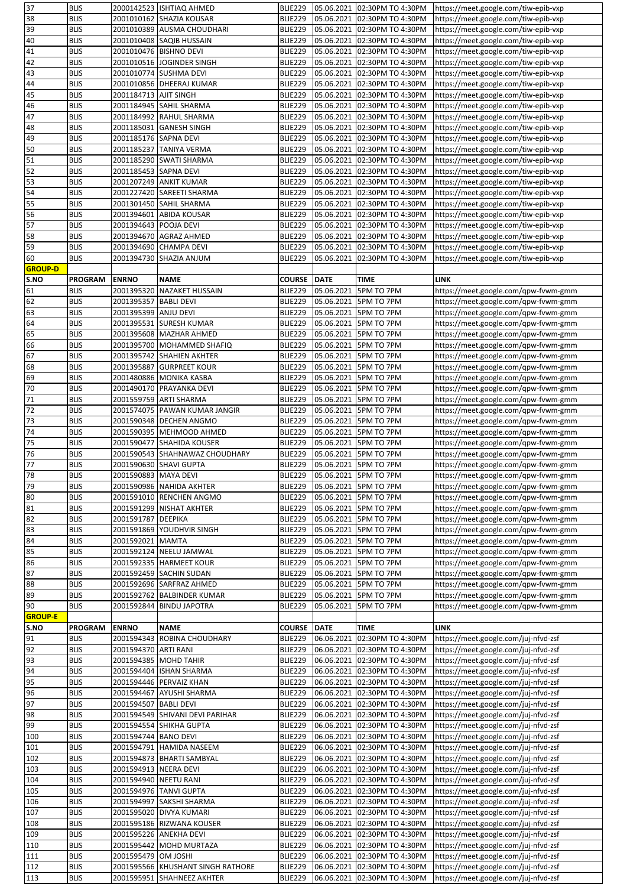| 37 | BLIS | 2000142523 | ISHTIAQ AHMED | BLIE229 | 05.06.2021 | 02:30PM TO 4:30PM | https://meet.google.com/tiw-epib-vxp |
|---|---|---|---|---|---|---|---|
| 38 | BLIS | 2001010162 | SHAZIA KOUSAR | BLIE229 | 05.06.2021 | 02:30PM TO 4:30PM | https://meet.google.com/tiw-epib-vxp |
| 39 | BLIS | 2001010389 | AUSMA CHOUDHARI | BLIE229 | 05.06.2021 | 02:30PM TO 4:30PM | https://meet.google.com/tiw-epib-vxp |
| 40 | BLIS | 2001010408 | SAQIB HUSSAIN | BLIE229 | 05.06.2021 | 02:30PM TO 4:30PM | https://meet.google.com/tiw-epib-vxp |
| 41 | BLIS | 2001010476 | BISHNO DEVI | BLIE229 | 05.06.2021 | 02:30PM TO 4:30PM | https://meet.google.com/tiw-epib-vxp |
| 42 | BLIS | 2001010516 | JOGINDER SINGH | BLIE229 | 05.06.2021 | 02:30PM TO 4:30PM | https://meet.google.com/tiw-epib-vxp |
| 43 | BLIS | 2001010774 | SUSHMA DEVI | BLIE229 | 05.06.2021 | 02:30PM TO 4:30PM | https://meet.google.com/tiw-epib-vxp |
| 44 | BLIS | 2001010856 | DHEERAJ KUMAR | BLIE229 | 05.06.2021 | 02:30PM TO 4:30PM | https://meet.google.com/tiw-epib-vxp |
| 45 | BLIS | 2001184713 | AJIT SINGH | BLIE229 | 05.06.2021 | 02:30PM TO 4:30PM | https://meet.google.com/tiw-epib-vxp |
| 46 | BLIS | 2001184945 | SAHIL SHARMA | BLIE229 | 05.06.2021 | 02:30PM TO 4:30PM | https://meet.google.com/tiw-epib-vxp |
| 47 | BLIS | 2001184992 | RAHUL SHARMA | BLIE229 | 05.06.2021 | 02:30PM TO 4:30PM | https://meet.google.com/tiw-epib-vxp |
| 48 | BLIS | 2001185031 | GANESH SINGH | BLIE229 | 05.06.2021 | 02:30PM TO 4:30PM | https://meet.google.com/tiw-epib-vxp |
| 49 | BLIS | 2001185176 | SAPNA DEVI | BLIE229 | 05.06.2021 | 02:30PM TO 4:30PM | https://meet.google.com/tiw-epib-vxp |
| 50 | BLIS | 2001185237 | TANIYA VERMA | BLIE229 | 05.06.2021 | 02:30PM TO 4:30PM | https://meet.google.com/tiw-epib-vxp |
| 51 | BLIS | 2001185290 | SWATI SHARMA | BLIE229 | 05.06.2021 | 02:30PM TO 4:30PM | https://meet.google.com/tiw-epib-vxp |
| 52 | BLIS | 2001185453 | SAPNA DEVI | BLIE229 | 05.06.2021 | 02:30PM TO 4:30PM | https://meet.google.com/tiw-epib-vxp |
| 53 | BLIS | 2001207249 | ANKIT KUMAR | BLIE229 | 05.06.2021 | 02:30PM TO 4:30PM | https://meet.google.com/tiw-epib-vxp |
| 54 | BLIS | 2001227420 | SAREETI SHARMA | BLIE229 | 05.06.2021 | 02:30PM TO 4:30PM | https://meet.google.com/tiw-epib-vxp |
| 55 | BLIS | 2001301450 | SAHIL SHARMA | BLIE229 | 05.06.2021 | 02:30PM TO 4:30PM | https://meet.google.com/tiw-epib-vxp |
| 56 | BLIS | 2001394601 | ABIDA KOUSAR | BLIE229 | 05.06.2021 | 02:30PM TO 4:30PM | https://meet.google.com/tiw-epib-vxp |
| 57 | BLIS | 2001394643 | POOJA DEVI | BLIE229 | 05.06.2021 | 02:30PM TO 4:30PM | https://meet.google.com/tiw-epib-vxp |
| 58 | BLIS | 2001394670 | AGRAZ AHMED | BLIE229 | 05.06.2021 | 02:30PM TO 4:30PM | https://meet.google.com/tiw-epib-vxp |
| 59 | BLIS | 2001394690 | CHAMPA DEVI | BLIE229 | 05.06.2021 | 02:30PM TO 4:30PM | https://meet.google.com/tiw-epib-vxp |
| 60 | BLIS | 2001394730 | SHAZIA ANJUM | BLIE229 | 05.06.2021 | 02:30PM TO 4:30PM | https://meet.google.com/tiw-epib-vxp |

**GROUP-D**

| S.NO | PROGRAM | ENRNO | NAME | COURSE | DATE | TIME | LINK |
|---|---|---|---|---|---|---|---|
| 61 | BLIS | 2001395320 | NAZAKET HUSSAIN | BLIE229 | 05.06.2021 | 5PM TO 7PM | https://meet.google.com/qpw-fvwm-gmm |
| 62 | BLIS | 2001395357 | BABLI DEVI | BLIE229 | 05.06.2021 | 5PM TO 7PM | https://meet.google.com/qpw-fvwm-gmm |
| 63 | BLIS | 2001395399 | ANJU DEVI | BLIE229 | 05.06.2021 | 5PM TO 7PM | https://meet.google.com/qpw-fvwm-gmm |
| 64 | BLIS | 2001395531 | SURESH KUMAR | BLIE229 | 05.06.2021 | 5PM TO 7PM | https://meet.google.com/qpw-fvwm-gmm |
| 65 | BLIS | 2001395608 | MAZHAR AHMED | BLIE229 | 05.06.2021 | 5PM TO 7PM | https://meet.google.com/qpw-fvwm-gmm |
| 66 | BLIS | 2001395700 | MOHAMMED SHAFIQ | BLIE229 | 05.06.2021 | 5PM TO 7PM | https://meet.google.com/qpw-fvwm-gmm |
| 67 | BLIS | 2001395742 | SHAHIEN AKHTER | BLIE229 | 05.06.2021 | 5PM TO 7PM | https://meet.google.com/qpw-fvwm-gmm |
| 68 | BLIS | 2001395887 | GURPREET KOUR | BLIE229 | 05.06.2021 | 5PM TO 7PM | https://meet.google.com/qpw-fvwm-gmm |
| 69 | BLIS | 2001480886 | MONIKA KASBA | BLIE229 | 05.06.2021 | 5PM TO 7PM | https://meet.google.com/qpw-fvwm-gmm |
| 70 | BLIS | 2001490170 | PRAYANKA DEVI | BLIE229 | 05.06.2021 | 5PM TO 7PM | https://meet.google.com/qpw-fvwm-gmm |
| 71 | BLIS | 2001559759 | ARTI SHARMA | BLIE229 | 05.06.2021 | 5PM TO 7PM | https://meet.google.com/qpw-fvwm-gmm |
| 72 | BLIS | 2001574075 | PAWAN KUMAR JANGIR | BLIE229 | 05.06.2021 | 5PM TO 7PM | https://meet.google.com/qpw-fvwm-gmm |
| 73 | BLIS | 2001590348 | DECHEN ANGMO | BLIE229 | 05.06.2021 | 5PM TO 7PM | https://meet.google.com/qpw-fvwm-gmm |
| 74 | BLIS | 2001590395 | MEHMOOD AHMED | BLIE229 | 05.06.2021 | 5PM TO 7PM | https://meet.google.com/qpw-fvwm-gmm |
| 75 | BLIS | 2001590477 | SHAHIDA KOUSER | BLIE229 | 05.06.2021 | 5PM TO 7PM | https://meet.google.com/qpw-fvwm-gmm |
| 76 | BLIS | 2001590543 | SHAHNAWAZ CHOUDHARY | BLIE229 | 05.06.2021 | 5PM TO 7PM | https://meet.google.com/qpw-fvwm-gmm |
| 77 | BLIS | 2001590630 | SHAVI GUPTA | BLIE229 | 05.06.2021 | 5PM TO 7PM | https://meet.google.com/qpw-fvwm-gmm |
| 78 | BLIS | 2001590883 | MAYA DEVI | BLIE229 | 05.06.2021 | 5PM TO 7PM | https://meet.google.com/qpw-fvwm-gmm |
| 79 | BLIS | 2001590986 | NAHIDA AKHTER | BLIE229 | 05.06.2021 | 5PM TO 7PM | https://meet.google.com/qpw-fvwm-gmm |
| 80 | BLIS | 2001591010 | RENCHEN ANGMO | BLIE229 | 05.06.2021 | 5PM TO 7PM | https://meet.google.com/qpw-fvwm-gmm |
| 81 | BLIS | 2001591299 | NISHAT AKHTER | BLIE229 | 05.06.2021 | 5PM TO 7PM | https://meet.google.com/qpw-fvwm-gmm |
| 82 | BLIS | 2001591787 | DEEPIKA | BLIE229 | 05.06.2021 | 5PM TO 7PM | https://meet.google.com/qpw-fvwm-gmm |
| 83 | BLIS | 2001591869 | YOUDHVIR SINGH | BLIE229 | 05.06.2021 | 5PM TO 7PM | https://meet.google.com/qpw-fvwm-gmm |
| 84 | BLIS | 2001592021 | MAMTA | BLIE229 | 05.06.2021 | 5PM TO 7PM | https://meet.google.com/qpw-fvwm-gmm |
| 85 | BLIS | 2001592124 | NEELU JAMWAL | BLIE229 | 05.06.2021 | 5PM TO 7PM | https://meet.google.com/qpw-fvwm-gmm |
| 86 | BLIS | 2001592335 | HARMEET KOUR | BLIE229 | 05.06.2021 | 5PM TO 7PM | https://meet.google.com/qpw-fvwm-gmm |
| 87 | BLIS | 2001592459 | SACHIN SUDAN | BLIE229 | 05.06.2021 | 5PM TO 7PM | https://meet.google.com/qpw-fvwm-gmm |
| 88 | BLIS | 2001592696 | SARFRAZ AHMED | BLIE229 | 05.06.2021 | 5PM TO 7PM | https://meet.google.com/qpw-fvwm-gmm |
| 89 | BLIS | 2001592762 | BALBINDER KUMAR | BLIE229 | 05.06.2021 | 5PM TO 7PM | https://meet.google.com/qpw-fvwm-gmm |
| 90 | BLIS | 2001592844 | BINDU JAPOTRA | BLIE229 | 05.06.2021 | 5PM TO 7PM | https://meet.google.com/qpw-fvwm-gmm |

**GROUP-E**

| S.NO | PROGRAM | ENRNO | NAME | COURSE | DATE | TIME | LINK |
|---|---|---|---|---|---|---|---|
| 91 | BLIS | 2001594343 | ROBINA CHOUDHARY | BLIE229 | 06.06.2021 | 02:30PM TO 4:30PM | https://meet.google.com/juj-nfvd-zsf |
| 92 | BLIS | 2001594370 | ARTI RANI | BLIE229 | 06.06.2021 | 02:30PM TO 4:30PM | https://meet.google.com/juj-nfvd-zsf |
| 93 | BLIS | 2001594385 | MOHD TAHIR | BLIE229 | 06.06.2021 | 02:30PM TO 4:30PM | https://meet.google.com/juj-nfvd-zsf |
| 94 | BLIS | 2001594404 | ISHAN SHARMA | BLIE229 | 06.06.2021 | 02:30PM TO 4:30PM | https://meet.google.com/juj-nfvd-zsf |
| 95 | BLIS | 2001594446 | PERVAIZ KHAN | BLIE229 | 06.06.2021 | 02:30PM TO 4:30PM | https://meet.google.com/juj-nfvd-zsf |
| 96 | BLIS | 2001594467 | AYUSHI SHARMA | BLIE229 | 06.06.2021 | 02:30PM TO 4:30PM | https://meet.google.com/juj-nfvd-zsf |
| 97 | BLIS | 2001594507 | BABLI DEVI | BLIE229 | 06.06.2021 | 02:30PM TO 4:30PM | https://meet.google.com/juj-nfvd-zsf |
| 98 | BLIS | 2001594549 | SHIVANI DEVI PARIHAR | BLIE229 | 06.06.2021 | 02:30PM TO 4:30PM | https://meet.google.com/juj-nfvd-zsf |
| 99 | BLIS | 2001594554 | SHIKHA GUPTA | BLIE229 | 06.06.2021 | 02:30PM TO 4:30PM | https://meet.google.com/juj-nfvd-zsf |
| 100 | BLIS | 2001594744 | BANO DEVI | BLIE229 | 06.06.2021 | 02:30PM TO 4:30PM | https://meet.google.com/juj-nfvd-zsf |
| 101 | BLIS | 2001594791 | HAMIDA NASEEM | BLIE229 | 06.06.2021 | 02:30PM TO 4:30PM | https://meet.google.com/juj-nfvd-zsf |
| 102 | BLIS | 2001594873 | BHARTI SAMBYAL | BLIE229 | 06.06.2021 | 02:30PM TO 4:30PM | https://meet.google.com/juj-nfvd-zsf |
| 103 | BLIS | 2001594913 | NEERA DEVI | BLIE229 | 06.06.2021 | 02:30PM TO 4:30PM | https://meet.google.com/juj-nfvd-zsf |
| 104 | BLIS | 2001594940 | NEETU RANI | BLIE229 | 06.06.2021 | 02:30PM TO 4:30PM | https://meet.google.com/juj-nfvd-zsf |
| 105 | BLIS | 2001594976 | TANVI GUPTA | BLIE229 | 06.06.2021 | 02:30PM TO 4:30PM | https://meet.google.com/juj-nfvd-zsf |
| 106 | BLIS | 2001594997 | SAKSHI SHARMA | BLIE229 | 06.06.2021 | 02:30PM TO 4:30PM | https://meet.google.com/juj-nfvd-zsf |
| 107 | BLIS | 2001595020 | DIVYA KUMARI | BLIE229 | 06.06.2021 | 02:30PM TO 4:30PM | https://meet.google.com/juj-nfvd-zsf |
| 108 | BLIS | 2001595186 | RIZWANA KOUSER | BLIE229 | 06.06.2021 | 02:30PM TO 4:30PM | https://meet.google.com/juj-nfvd-zsf |
| 109 | BLIS | 2001595226 | ANEKHA DEVI | BLIE229 | 06.06.2021 | 02:30PM TO 4:30PM | https://meet.google.com/juj-nfvd-zsf |
| 110 | BLIS | 2001595442 | MOHD MURTAZA | BLIE229 | 06.06.2021 | 02:30PM TO 4:30PM | https://meet.google.com/juj-nfvd-zsf |
| 111 | BLIS | 2001595479 | OM JOSHI | BLIE229 | 06.06.2021 | 02:30PM TO 4:30PM | https://meet.google.com/juj-nfvd-zsf |
| 112 | BLIS | 2001595566 | KHUSHANT SINGH RATHORE | BLIE229 | 06.06.2021 | 02:30PM TO 4:30PM | https://meet.google.com/juj-nfvd-zsf |
| 113 | BLIS | 2001595951 | SHAHNEEZ AKHTER | BLIE229 | 06.06.2021 | 02:30PM TO 4:30PM | https://meet.google.com/juj-nfvd-zsf |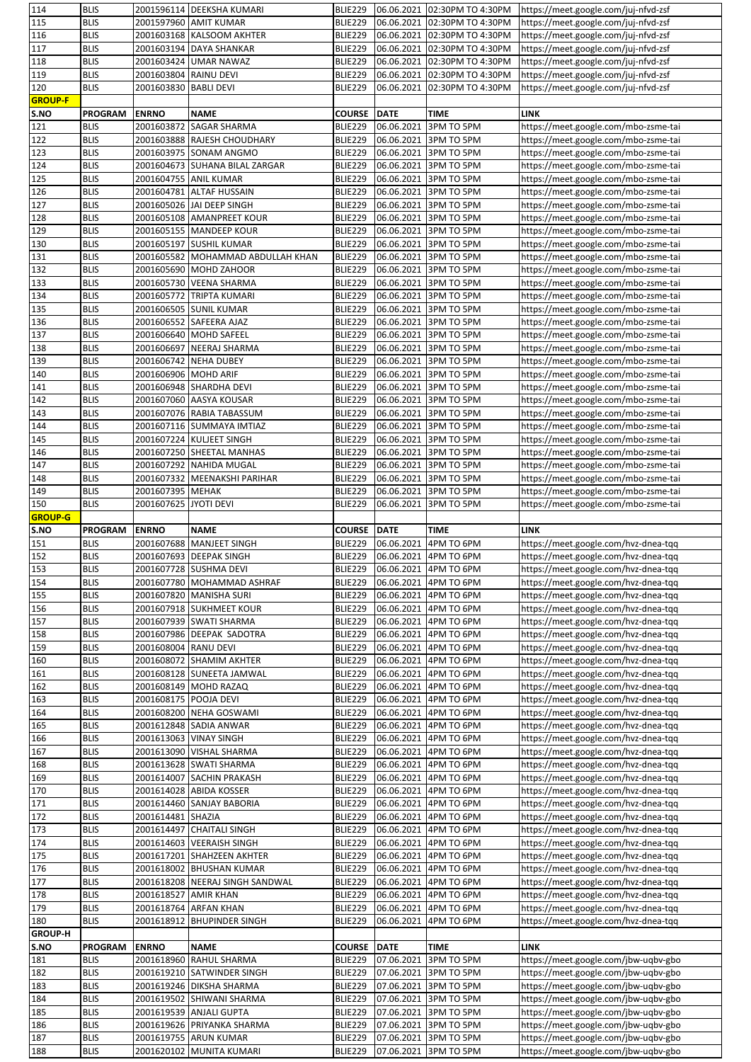| 114 | BLIS | 2001596114 | DEEKSHA KUMARI | BLIE229 | 06.06.2021 | 02:30PM TO 4:30PM | https://meet.google.com/juj-nfvd-zsf |
|---|---|---|---|---|---|---|---|
| 115 | BLIS | 2001597960 | AMIT KUMAR | BLIE229 | 06.06.2021 | 02:30PM TO 4:30PM | https://meet.google.com/juj-nfvd-zsf |
| 116 | BLIS | 2001603168 | KALSOOM AKHTER | BLIE229 | 06.06.2021 | 02:30PM TO 4:30PM | https://meet.google.com/juj-nfvd-zsf |
| 117 | BLIS | 2001603194 | DAYA SHANKAR | BLIE229 | 06.06.2021 | 02:30PM TO 4:30PM | https://meet.google.com/juj-nfvd-zsf |
| 118 | BLIS | 2001603424 | UMAR NAWAZ | BLIE229 | 06.06.2021 | 02:30PM TO 4:30PM | https://meet.google.com/juj-nfvd-zsf |
| 119 | BLIS | 2001603804 | RAINU DEVI | BLIE229 | 06.06.2021 | 02:30PM TO 4:30PM | https://meet.google.com/juj-nfvd-zsf |
| 120 | BLIS | 2001603830 | BABLI DEVI | BLIE229 | 06.06.2021 | 02:30PM TO 4:30PM | https://meet.google.com/juj-nfvd-zsf |
| **GROUP-F** | | | | | | | |
| **S.NO** | **PROGRAM** | **ENRNO** | **NAME** | **COURSE** | **DATE** | **TIME** | **LINK** |
| 121 | BLIS | 2001603872 | SAGAR SHARMA | BLIE229 | 06.06.2021 | 3PM TO 5PM | https://meet.google.com/mbo-zsme-tai |
| 122 | BLIS | 2001603888 | RAJESH CHOUDHARY | BLIE229 | 06.06.2021 | 3PM TO 5PM | https://meet.google.com/mbo-zsme-tai |
| 123 | BLIS | 2001603975 | SONAM ANGMO | BLIE229 | 06.06.2021 | 3PM TO 5PM | https://meet.google.com/mbo-zsme-tai |
| 124 | BLIS | 2001604673 | SUHANA BILAL ZARGAR | BLIE229 | 06.06.2021 | 3PM TO 5PM | https://meet.google.com/mbo-zsme-tai |
| 125 | BLIS | 2001604755 | ANIL KUMAR | BLIE229 | 06.06.2021 | 3PM TO 5PM | https://meet.google.com/mbo-zsme-tai |
| 126 | BLIS | 2001604781 | ALTAF HUSSAIN | BLIE229 | 06.06.2021 | 3PM TO 5PM | https://meet.google.com/mbo-zsme-tai |
| 127 | BLIS | 2001605026 | JAI DEEP SINGH | BLIE229 | 06.06.2021 | 3PM TO 5PM | https://meet.google.com/mbo-zsme-tai |
| 128 | BLIS | 2001605108 | AMANPREET KOUR | BLIE229 | 06.06.2021 | 3PM TO 5PM | https://meet.google.com/mbo-zsme-tai |
| 129 | BLIS | 2001605155 | MANDEEP KOUR | BLIE229 | 06.06.2021 | 3PM TO 5PM | https://meet.google.com/mbo-zsme-tai |
| 130 | BLIS | 2001605197 | SUSHIL KUMAR | BLIE229 | 06.06.2021 | 3PM TO 5PM | https://meet.google.com/mbo-zsme-tai |
| 131 | BLIS | 2001605582 | MOHAMMAD ABDULLAH KHAN | BLIE229 | 06.06.2021 | 3PM TO 5PM | https://meet.google.com/mbo-zsme-tai |
| 132 | BLIS | 2001605690 | MOHD ZAHOOR | BLIE229 | 06.06.2021 | 3PM TO 5PM | https://meet.google.com/mbo-zsme-tai |
| 133 | BLIS | 2001605730 | VEENA SHARMA | BLIE229 | 06.06.2021 | 3PM TO 5PM | https://meet.google.com/mbo-zsme-tai |
| 134 | BLIS | 2001605772 | TRIPTA KUMARI | BLIE229 | 06.06.2021 | 3PM TO 5PM | https://meet.google.com/mbo-zsme-tai |
| 135 | BLIS | 2001606505 | SUNIL KUMAR | BLIE229 | 06.06.2021 | 3PM TO 5PM | https://meet.google.com/mbo-zsme-tai |
| 136 | BLIS | 2001606552 | SAFEERA AJAZ | BLIE229 | 06.06.2021 | 3PM TO 5PM | https://meet.google.com/mbo-zsme-tai |
| 137 | BLIS | 2001606640 | MOHD SAFEEL | BLIE229 | 06.06.2021 | 3PM TO 5PM | https://meet.google.com/mbo-zsme-tai |
| 138 | BLIS | 2001606697 | NEERAJ SHARMA | BLIE229 | 06.06.2021 | 3PM TO 5PM | https://meet.google.com/mbo-zsme-tai |
| 139 | BLIS | 2001606742 | NEHA DUBEY | BLIE229 | 06.06.2021 | 3PM TO 5PM | https://meet.google.com/mbo-zsme-tai |
| 140 | BLIS | 2001606906 | MOHD ARIF | BLIE229 | 06.06.2021 | 3PM TO 5PM | https://meet.google.com/mbo-zsme-tai |
| 141 | BLIS | 2001606948 | SHARDHA DEVI | BLIE229 | 06.06.2021 | 3PM TO 5PM | https://meet.google.com/mbo-zsme-tai |
| 142 | BLIS | 2001607060 | AASYA KOUSAR | BLIE229 | 06.06.2021 | 3PM TO 5PM | https://meet.google.com/mbo-zsme-tai |
| 143 | BLIS | 2001607076 | RABIA TABASSUM | BLIE229 | 06.06.2021 | 3PM TO 5PM | https://meet.google.com/mbo-zsme-tai |
| 144 | BLIS | 2001607116 | SUMMAYA IMTIAZ | BLIE229 | 06.06.2021 | 3PM TO 5PM | https://meet.google.com/mbo-zsme-tai |
| 145 | BLIS | 2001607224 | KULJEET SINGH | BLIE229 | 06.06.2021 | 3PM TO 5PM | https://meet.google.com/mbo-zsme-tai |
| 146 | BLIS | 2001607250 | SHEETAL MANHAS | BLIE229 | 06.06.2021 | 3PM TO 5PM | https://meet.google.com/mbo-zsme-tai |
| 147 | BLIS | 2001607292 | NAHIDA MUGAL | BLIE229 | 06.06.2021 | 3PM TO 5PM | https://meet.google.com/mbo-zsme-tai |
| 148 | BLIS | 2001607332 | MEENAKSHI PARIHAR | BLIE229 | 06.06.2021 | 3PM TO 5PM | https://meet.google.com/mbo-zsme-tai |
| 149 | BLIS | 2001607395 | MEHAK | BLIE229 | 06.06.2021 | 3PM TO 5PM | https://meet.google.com/mbo-zsme-tai |
| 150 | BLIS | 2001607625 | JYOTI DEVI | BLIE229 | 06.06.2021 | 3PM TO 5PM | https://meet.google.com/mbo-zsme-tai |
| **GROUP-G** | | | | | | | |
| **S.NO** | **PROGRAM** | **ENRNO** | **NAME** | **COURSE** | **DATE** | **TIME** | **LINK** |
| 151 | BLIS | 2001607688 | MANJEET SINGH | BLIE229 | 06.06.2021 | 4PM TO 6PM | https://meet.google.com/hvz-dnea-tqq |
| 152 | BLIS | 2001607693 | DEEPAK SINGH | BLIE229 | 06.06.2021 | 4PM TO 6PM | https://meet.google.com/hvz-dnea-tqq |
| 153 | BLIS | 2001607728 | SUSHMA DEVI | BLIE229 | 06.06.2021 | 4PM TO 6PM | https://meet.google.com/hvz-dnea-tqq |
| 154 | BLIS | 2001607780 | MOHAMMAD ASHRAF | BLIE229 | 06.06.2021 | 4PM TO 6PM | https://meet.google.com/hvz-dnea-tqq |
| 155 | BLIS | 2001607820 | MANISHA SURI | BLIE229 | 06.06.2021 | 4PM TO 6PM | https://meet.google.com/hvz-dnea-tqq |
| 156 | BLIS | 2001607918 | SUKHMEET KOUR | BLIE229 | 06.06.2021 | 4PM TO 6PM | https://meet.google.com/hvz-dnea-tqq |
| 157 | BLIS | 2001607939 | SWATI SHARMA | BLIE229 | 06.06.2021 | 4PM TO 6PM | https://meet.google.com/hvz-dnea-tqq |
| 158 | BLIS | 2001607986 | DEEPAK SADOTRA | BLIE229 | 06.06.2021 | 4PM TO 6PM | https://meet.google.com/hvz-dnea-tqq |
| 159 | BLIS | 2001608004 | RANU DEVI | BLIE229 | 06.06.2021 | 4PM TO 6PM | https://meet.google.com/hvz-dnea-tqq |
| 160 | BLIS | 2001608072 | SHAMIM AKHTER | BLIE229 | 06.06.2021 | 4PM TO 6PM | https://meet.google.com/hvz-dnea-tqq |
| 161 | BLIS | 2001608128 | SUNEETA JAMWAL | BLIE229 | 06.06.2021 | 4PM TO 6PM | https://meet.google.com/hvz-dnea-tqq |
| 162 | BLIS | 2001608149 | MOHD RAZAQ | BLIE229 | 06.06.2021 | 4PM TO 6PM | https://meet.google.com/hvz-dnea-tqq |
| 163 | BLIS | 2001608175 | POOJA DEVI | BLIE229 | 06.06.2021 | 4PM TO 6PM | https://meet.google.com/hvz-dnea-tqq |
| 164 | BLIS | 2001608200 | NEHA GOSWAMI | BLIE229 | 06.06.2021 | 4PM TO 6PM | https://meet.google.com/hvz-dnea-tqq |
| 165 | BLIS | 2001612848 | SADIA ANWAR | BLIE229 | 06.06.2021 | 4PM TO 6PM | https://meet.google.com/hvz-dnea-tqq |
| 166 | BLIS | 2001613063 | VINAY SINGH | BLIE229 | 06.06.2021 | 4PM TO 6PM | https://meet.google.com/hvz-dnea-tqq |
| 167 | BLIS | 2001613090 | VISHAL SHARMA | BLIE229 | 06.06.2021 | 4PM TO 6PM | https://meet.google.com/hvz-dnea-tqq |
| 168 | BLIS | 2001613628 | SWATI SHARMA | BLIE229 | 06.06.2021 | 4PM TO 6PM | https://meet.google.com/hvz-dnea-tqq |
| 169 | BLIS | 2001614007 | SACHIN PRAKASH | BLIE229 | 06.06.2021 | 4PM TO 6PM | https://meet.google.com/hvz-dnea-tqq |
| 170 | BLIS | 2001614028 | ABIDA KOSSER | BLIE229 | 06.06.2021 | 4PM TO 6PM | https://meet.google.com/hvz-dnea-tqq |
| 171 | BLIS | 2001614460 | SANJAY BABORIA | BLIE229 | 06.06.2021 | 4PM TO 6PM | https://meet.google.com/hvz-dnea-tqq |
| 172 | BLIS | 2001614481 | SHAZIA | BLIE229 | 06.06.2021 | 4PM TO 6PM | https://meet.google.com/hvz-dnea-tqq |
| 173 | BLIS | 2001614497 | CHAITALI SINGH | BLIE229 | 06.06.2021 | 4PM TO 6PM | https://meet.google.com/hvz-dnea-tqq |
| 174 | BLIS | 2001614603 | VEERAISH SINGH | BLIE229 | 06.06.2021 | 4PM TO 6PM | https://meet.google.com/hvz-dnea-tqq |
| 175 | BLIS | 2001617201 | SHAHZEEN AKHTER | BLIE229 | 06.06.2021 | 4PM TO 6PM | https://meet.google.com/hvz-dnea-tqq |
| 176 | BLIS | 2001618002 | BHUSHAN KUMAR | BLIE229 | 06.06.2021 | 4PM TO 6PM | https://meet.google.com/hvz-dnea-tqq |
| 177 | BLIS | 2001618208 | NEERAJ SINGH SANDWAL | BLIE229 | 06.06.2021 | 4PM TO 6PM | https://meet.google.com/hvz-dnea-tqq |
| 178 | BLIS | 2001618527 | AMIR KHAN | BLIE229 | 06.06.2021 | 4PM TO 6PM | https://meet.google.com/hvz-dnea-tqq |
| 179 | BLIS | 2001618764 | ARFAN KHAN | BLIE229 | 06.06.2021 | 4PM TO 6PM | https://meet.google.com/hvz-dnea-tqq |
| 180 | BLIS | 2001618912 | BHUPINDER SINGH | BLIE229 | 06.06.2021 | 4PM TO 6PM | https://meet.google.com/hvz-dnea-tqq |
| **GROUP-H** | | | | | | | |
| **S.NO** | **PROGRAM** | **ENRNO** | **NAME** | **COURSE** | **DATE** | **TIME** | **LINK** |
| 181 | BLIS | 2001618960 | RAHUL SHARMA | BLIE229 | 07.06.2021 | 3PM TO 5PM | https://meet.google.com/jbw-uqbv-gbo |
| 182 | BLIS | 2001619210 | SATWINDER SINGH | BLIE229 | 07.06.2021 | 3PM TO 5PM | https://meet.google.com/jbw-uqbv-gbo |
| 183 | BLIS | 2001619246 | DIKSHA SHARMA | BLIE229 | 07.06.2021 | 3PM TO 5PM | https://meet.google.com/jbw-uqbv-gbo |
| 184 | BLIS | 2001619502 | SHIWANI SHARMA | BLIE229 | 07.06.2021 | 3PM TO 5PM | https://meet.google.com/jbw-uqbv-gbo |
| 185 | BLIS | 2001619539 | ANJALI GUPTA | BLIE229 | 07.06.2021 | 3PM TO 5PM | https://meet.google.com/jbw-uqbv-gbo |
| 186 | BLIS | 2001619626 | PRIYANKA SHARMA | BLIE229 | 07.06.2021 | 3PM TO 5PM | https://meet.google.com/jbw-uqbv-gbo |
| 187 | BLIS | 2001619755 | ARUN KUMAR | BLIE229 | 07.06.2021 | 3PM TO 5PM | https://meet.google.com/jbw-uqbv-gbo |
| 188 | BLIS | 2001620102 | MUNITA KUMARI | BLIE229 | 07.06.2021 | 3PM TO 5PM | https://meet.google.com/jbw-uqbv-gbo |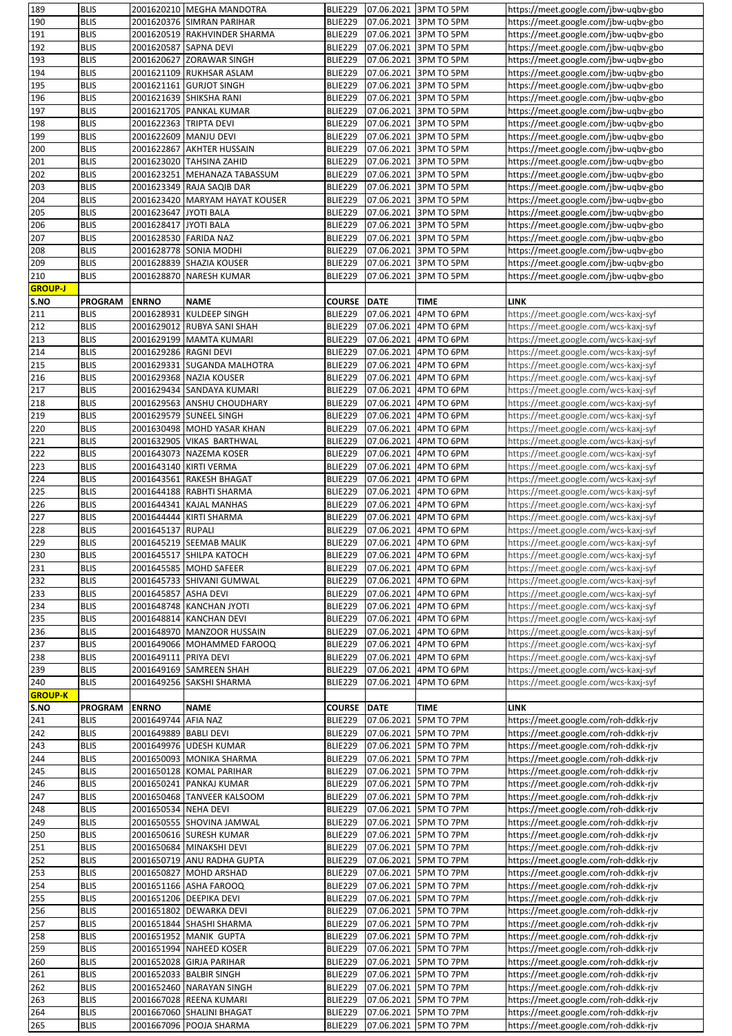| 189 | BLIS | 2001620210 | MEGHA MANDOTRA | BLIE229 | 07.06.2021 | 3PM TO 5PM | https://meet.google.com/jbw-uqbv-gbo |
|---|---|---|---|---|---|---|---|
| 190 | BLIS | 2001620376 | SIMRAN PARIHAR | BLIE229 | 07.06.2021 | 3PM TO 5PM | https://meet.google.com/jbw-uqbv-gbo |
| 191 | BLIS | 2001620519 | RAKHVINDER SHARMA | BLIE229 | 07.06.2021 | 3PM TO 5PM | https://meet.google.com/jbw-uqbv-gbo |
| 192 | BLIS | 2001620587 | SAPNA DEVI | BLIE229 | 07.06.2021 | 3PM TO 5PM | https://meet.google.com/jbw-uqbv-gbo |
| 193 | BLIS | 2001620627 | ZORAWAR SINGH | BLIE229 | 07.06.2021 | 3PM TO 5PM | https://meet.google.com/jbw-uqbv-gbo |
| 194 | BLIS | 2001621109 | RUKHSAR ASLAM | BLIE229 | 07.06.2021 | 3PM TO 5PM | https://meet.google.com/jbw-uqbv-gbo |
| 195 | BLIS | 2001621161 | GURJOT SINGH | BLIE229 | 07.06.2021 | 3PM TO 5PM | https://meet.google.com/jbw-uqbv-gbo |
| 196 | BLIS | 2001621639 | SHIKSHA RANI | BLIE229 | 07.06.2021 | 3PM TO 5PM | https://meet.google.com/jbw-uqbv-gbo |
| 197 | BLIS | 2001621705 | PANKAL KUMAR | BLIE229 | 07.06.2021 | 3PM TO 5PM | https://meet.google.com/jbw-uqbv-gbo |
| 198 | BLIS | 2001622363 | TRIPTA DEVI | BLIE229 | 07.06.2021 | 3PM TO 5PM | https://meet.google.com/jbw-uqbv-gbo |
| 199 | BLIS | 2001622609 | MANJU DEVI | BLIE229 | 07.06.2021 | 3PM TO 5PM | https://meet.google.com/jbw-uqbv-gbo |
| 200 | BLIS | 2001622867 | AKHTER HUSSAIN | BLIE229 | 07.06.2021 | 3PM TO 5PM | https://meet.google.com/jbw-uqbv-gbo |
| 201 | BLIS | 2001623020 | TAHSINA ZAHID | BLIE229 | 07.06.2021 | 3PM TO 5PM | https://meet.google.com/jbw-uqbv-gbo |
| 202 | BLIS | 2001623251 | MEHANAZA TABASSUM | BLIE229 | 07.06.2021 | 3PM TO 5PM | https://meet.google.com/jbw-uqbv-gbo |
| 203 | BLIS | 2001623349 | RAJA SAQIB DAR | BLIE229 | 07.06.2021 | 3PM TO 5PM | https://meet.google.com/jbw-uqbv-gbo |
| 204 | BLIS | 2001623420 | MARYAM HAYAT KOUSER | BLIE229 | 07.06.2021 | 3PM TO 5PM | https://meet.google.com/jbw-uqbv-gbo |
| 205 | BLIS | 2001623647 | JYOTI BALA | BLIE229 | 07.06.2021 | 3PM TO 5PM | https://meet.google.com/jbw-uqbv-gbo |
| 206 | BLIS | 2001628417 | JYOTI BALA | BLIE229 | 07.06.2021 | 3PM TO 5PM | https://meet.google.com/jbw-uqbv-gbo |
| 207 | BLIS | 2001628530 | FARIDA NAZ | BLIE229 | 07.06.2021 | 3PM TO 5PM | https://meet.google.com/jbw-uqbv-gbo |
| 208 | BLIS | 2001628778 | SONIA MODHI | BLIE229 | 07.06.2021 | 3PM TO 5PM | https://meet.google.com/jbw-uqbv-gbo |
| 209 | BLIS | 2001628839 | SHAZIA KOUSER | BLIE229 | 07.06.2021 | 3PM TO 5PM | https://meet.google.com/jbw-uqbv-gbo |
| 210 | BLIS | 2001628870 | NARESH KUMAR | BLIE229 | 07.06.2021 | 3PM TO 5PM | https://meet.google.com/jbw-uqbv-gbo |
| **GROUP-J** | | | | | | | |
| **S.NO** | **PROGRAM** | **ENRNO** | **NAME** | **COURSE** | **DATE** | **TIME** | **LINK** |
| 211 | BLIS | 2001628931 | KULDEEP SINGH | BLIE229 | 07.06.2021 | 4PM TO 6PM | https://meet.google.com/wcs-kaxj-syf |
| 212 | BLIS | 2001629012 | RUBYA SANI SHAH | BLIE229 | 07.06.2021 | 4PM TO 6PM | https://meet.google.com/wcs-kaxj-syf |
| 213 | BLIS | 2001629199 | MAMTA KUMARI | BLIE229 | 07.06.2021 | 4PM TO 6PM | https://meet.google.com/wcs-kaxj-syf |
| 214 | BLIS | 2001629286 | RAGNI DEVI | BLIE229 | 07.06.2021 | 4PM TO 6PM | https://meet.google.com/wcs-kaxj-syf |
| 215 | BLIS | 2001629331 | SUGANDA MALHOTRA | BLIE229 | 07.06.2021 | 4PM TO 6PM | https://meet.google.com/wcs-kaxj-syf |
| 216 | BLIS | 2001629368 | NAZIA KOUSER | BLIE229 | 07.06.2021 | 4PM TO 6PM | https://meet.google.com/wcs-kaxj-syf |
| 217 | BLIS | 2001629434 | SANDAYA KUMARI | BLIE229 | 07.06.2021 | 4PM TO 6PM | https://meet.google.com/wcs-kaxj-syf |
| 218 | BLIS | 2001629563 | ANSHU CHOUDHARY | BLIE229 | 07.06.2021 | 4PM TO 6PM | https://meet.google.com/wcs-kaxj-syf |
| 219 | BLIS | 2001629579 | SUNEEL SINGH | BLIE229 | 07.06.2021 | 4PM TO 6PM | https://meet.google.com/wcs-kaxj-syf |
| 220 | BLIS | 2001630498 | MOHD YASAR KHAN | BLIE229 | 07.06.2021 | 4PM TO 6PM | https://meet.google.com/wcs-kaxj-syf |
| 221 | BLIS | 2001632905 | VIKAS BARTHWAL | BLIE229 | 07.06.2021 | 4PM TO 6PM | https://meet.google.com/wcs-kaxj-syf |
| 222 | BLIS | 2001643073 | NAZEMA KOSER | BLIE229 | 07.06.2021 | 4PM TO 6PM | https://meet.google.com/wcs-kaxj-syf |
| 223 | BLIS | 2001643140 | KIRTI VERMA | BLIE229 | 07.06.2021 | 4PM TO 6PM | https://meet.google.com/wcs-kaxj-syf |
| 224 | BLIS | 2001643561 | RAKESH BHAGAT | BLIE229 | 07.06.2021 | 4PM TO 6PM | https://meet.google.com/wcs-kaxj-syf |
| 225 | BLIS | 2001644188 | RABHTI SHARMA | BLIE229 | 07.06.2021 | 4PM TO 6PM | https://meet.google.com/wcs-kaxj-syf |
| 226 | BLIS | 2001644341 | KAJAL MANHAS | BLIE229 | 07.06.2021 | 4PM TO 6PM | https://meet.google.com/wcs-kaxj-syf |
| 227 | BLIS | 2001644444 | KIRTI SHARMA | BLIE229 | 07.06.2021 | 4PM TO 6PM | https://meet.google.com/wcs-kaxj-syf |
| 228 | BLIS | 2001645137 | RUPALI | BLIE229 | 07.06.2021 | 4PM TO 6PM | https://meet.google.com/wcs-kaxj-syf |
| 229 | BLIS | 2001645219 | SEEMAB MALIK | BLIE229 | 07.06.2021 | 4PM TO 6PM | https://meet.google.com/wcs-kaxj-syf |
| 230 | BLIS | 2001645517 | SHILPA KATOCH | BLIE229 | 07.06.2021 | 4PM TO 6PM | https://meet.google.com/wcs-kaxj-syf |
| 231 | BLIS | 2001645585 | MOHD SAFEER | BLIE229 | 07.06.2021 | 4PM TO 6PM | https://meet.google.com/wcs-kaxj-syf |
| 232 | BLIS | 2001645733 | SHIVANI GUMWAL | BLIE229 | 07.06.2021 | 4PM TO 6PM | https://meet.google.com/wcs-kaxj-syf |
| 233 | BLIS | 2001645857 | ASHA DEVI | BLIE229 | 07.06.2021 | 4PM TO 6PM | https://meet.google.com/wcs-kaxj-syf |
| 234 | BLIS | 2001648748 | KANCHAN JYOTI | BLIE229 | 07.06.2021 | 4PM TO 6PM | https://meet.google.com/wcs-kaxj-syf |
| 235 | BLIS | 2001648814 | KANCHAN DEVI | BLIE229 | 07.06.2021 | 4PM TO 6PM | https://meet.google.com/wcs-kaxj-syf |
| 236 | BLIS | 2001648970 | MANZOOR HUSSAIN | BLIE229 | 07.06.2021 | 4PM TO 6PM | https://meet.google.com/wcs-kaxj-syf |
| 237 | BLIS | 2001649066 | MOHAMMED FAROOQ | BLIE229 | 07.06.2021 | 4PM TO 6PM | https://meet.google.com/wcs-kaxj-syf |
| 238 | BLIS | 2001649111 | PRIYA DEVI | BLIE229 | 07.06.2021 | 4PM TO 6PM | https://meet.google.com/wcs-kaxj-syf |
| 239 | BLIS | 2001649169 | SAMREEN SHAH | BLIE229 | 07.06.2021 | 4PM TO 6PM | https://meet.google.com/wcs-kaxj-syf |
| 240 | BLIS | 2001649256 | SAKSHI SHARMA | BLIE229 | 07.06.2021 | 4PM TO 6PM | https://meet.google.com/wcs-kaxj-syf |
| **GROUP-K** | | | | | | | |
| **S.NO** | **PROGRAM** | **ENRNO** | **NAME** | **COURSE** | **DATE** | **TIME** | **LINK** |
| 241 | BLIS | 2001649744 | AFIA NAZ | BLIE229 | 07.06.2021 | 5PM TO 7PM | https://meet.google.com/roh-ddkk-rjv |
| 242 | BLIS | 2001649889 | BABLI DEVI | BLIE229 | 07.06.2021 | 5PM TO 7PM | https://meet.google.com/roh-ddkk-rjv |
| 243 | BLIS | 2001649976 | UDESH KUMAR | BLIE229 | 07.06.2021 | 5PM TO 7PM | https://meet.google.com/roh-ddkk-rjv |
| 244 | BLIS | 2001650093 | MONIKA SHARMA | BLIE229 | 07.06.2021 | 5PM TO 7PM | https://meet.google.com/roh-ddkk-rjv |
| 245 | BLIS | 2001650128 | KOMAL PARIHAR | BLIE229 | 07.06.2021 | 5PM TO 7PM | https://meet.google.com/roh-ddkk-rjv |
| 246 | BLIS | 2001650241 | PANKAJ KUMAR | BLIE229 | 07.06.2021 | 5PM TO 7PM | https://meet.google.com/roh-ddkk-rjv |
| 247 | BLIS | 2001650468 | TANVEER KALSOOM | BLIE229 | 07.06.2021 | 5PM TO 7PM | https://meet.google.com/roh-ddkk-rjv |
| 248 | BLIS | 2001650534 | NEHA DEVI | BLIE229 | 07.06.2021 | 5PM TO 7PM | https://meet.google.com/roh-ddkk-rjv |
| 249 | BLIS | 2001650555 | SHOVINA JAMWAL | BLIE229 | 07.06.2021 | 5PM TO 7PM | https://meet.google.com/roh-ddkk-rjv |
| 250 | BLIS | 2001650616 | SURESH KUMAR | BLIE229 | 07.06.2021 | 5PM TO 7PM | https://meet.google.com/roh-ddkk-rjv |
| 251 | BLIS | 2001650684 | MINAKSHI DEVI | BLIE229 | 07.06.2021 | 5PM TO 7PM | https://meet.google.com/roh-ddkk-rjv |
| 252 | BLIS | 2001650719 | ANU RADHA GUPTA | BLIE229 | 07.06.2021 | 5PM TO 7PM | https://meet.google.com/roh-ddkk-rjv |
| 253 | BLIS | 2001650827 | MOHD ARSHAD | BLIE229 | 07.06.2021 | 5PM TO 7PM | https://meet.google.com/roh-ddkk-rjv |
| 254 | BLIS | 2001651166 | ASHA FAROOQ | BLIE229 | 07.06.2021 | 5PM TO 7PM | https://meet.google.com/roh-ddkk-rjv |
| 255 | BLIS | 2001651206 | DEEPIKA DEVI | BLIE229 | 07.06.2021 | 5PM TO 7PM | https://meet.google.com/roh-ddkk-rjv |
| 256 | BLIS | 2001651802 | DEWARKA DEVI | BLIE229 | 07.06.2021 | 5PM TO 7PM | https://meet.google.com/roh-ddkk-rjv |
| 257 | BLIS | 2001651844 | SHASHI SHARMA | BLIE229 | 07.06.2021 | 5PM TO 7PM | https://meet.google.com/roh-ddkk-rjv |
| 258 | BLIS | 2001651952 | MANIK GUPTA | BLIE229 | 07.06.2021 | 5PM TO 7PM | https://meet.google.com/roh-ddkk-rjv |
| 259 | BLIS | 2001651994 | NAHEED KOSER | BLIE229 | 07.06.2021 | 5PM TO 7PM | https://meet.google.com/roh-ddkk-rjv |
| 260 | BLIS | 2001652028 | GIRJA PARIHAR | BLIE229 | 07.06.2021 | 5PM TO 7PM | https://meet.google.com/roh-ddkk-rjv |
| 261 | BLIS | 2001652033 | BALBIR SINGH | BLIE229 | 07.06.2021 | 5PM TO 7PM | https://meet.google.com/roh-ddkk-rjv |
| 262 | BLIS | 2001652460 | NARAYAN SINGH | BLIE229 | 07.06.2021 | 5PM TO 7PM | https://meet.google.com/roh-ddkk-rjv |
| 263 | BLIS | 2001667028 | REENA KUMARI | BLIE229 | 07.06.2021 | 5PM TO 7PM | https://meet.google.com/roh-ddkk-rjv |
| 264 | BLIS | 2001667060 | SHALINI BHAGAT | BLIE229 | 07.06.2021 | 5PM TO 7PM | https://meet.google.com/roh-ddkk-rjv |
| 265 | BLIS | 2001667096 | POOJA SHARMA | BLIE229 | 07.06.2021 | 5PM TO 7PM | https://meet.google.com/roh-ddkk-rjv |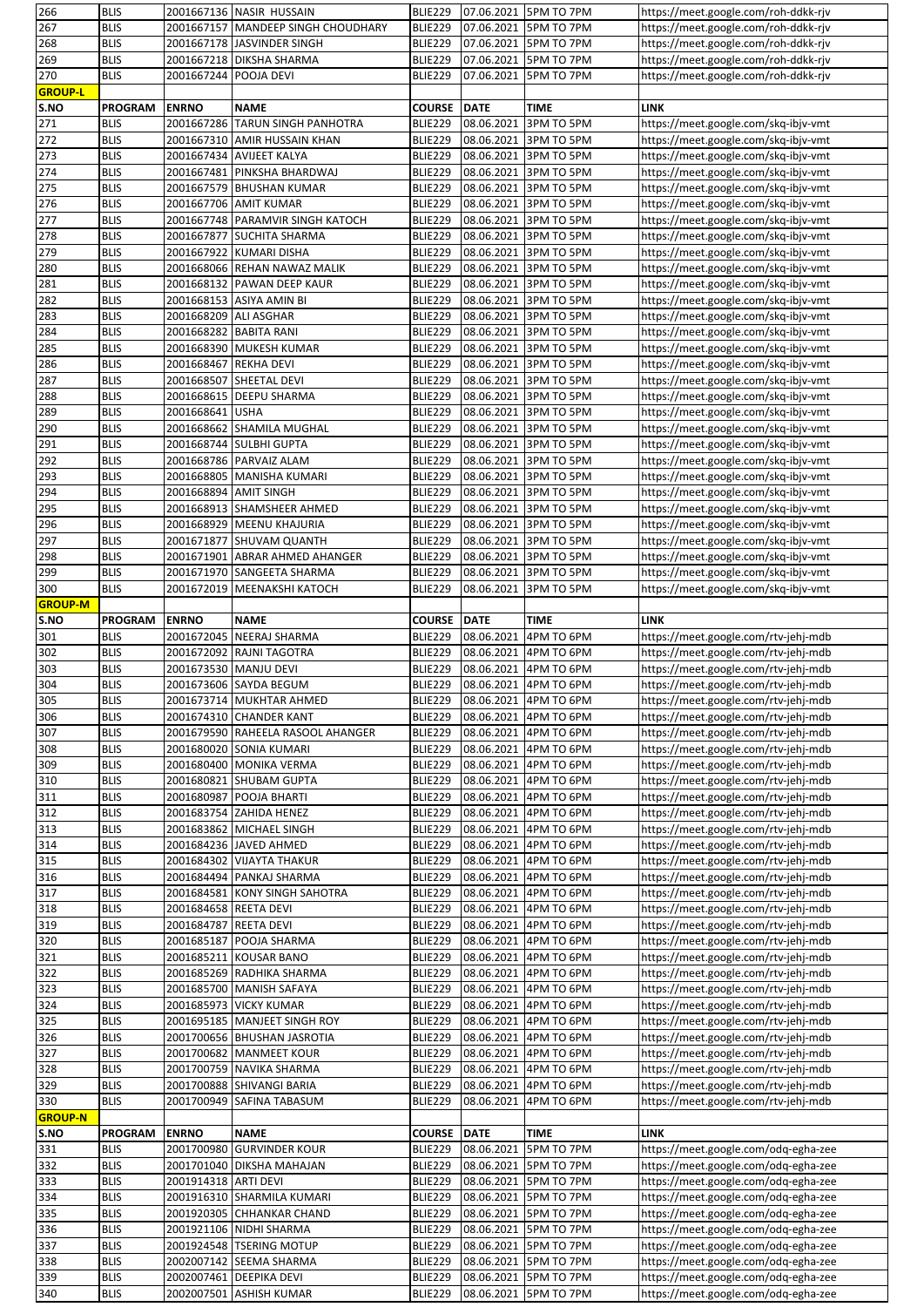| 266 | BLIS | 2001667136 | NASIR HUSSAIN | BLIE229 | 07.06.2021 | 5PM TO 7PM | https://meet.google.com/roh-ddkk-rjv |
|---|---|---|---|---|---|---|---|
| 267 | BLIS | 2001667157 | MANDEEP SINGH CHOUDHARY | BLIE229 | 07.06.2021 | 5PM TO 7PM | https://meet.google.com/roh-ddkk-rjv |
| 268 | BLIS | 2001667178 | JASVINDER SINGH | BLIE229 | 07.06.2021 | 5PM TO 7PM | https://meet.google.com/roh-ddkk-rjv |
| 269 | BLIS | 2001667218 | DIKSHA SHARMA | BLIE229 | 07.06.2021 | 5PM TO 7PM | https://meet.google.com/roh-ddkk-rjv |
| 270 | BLIS | 2001667244 | POOJA DEVI | BLIE229 | 07.06.2021 | 5PM TO 7PM | https://meet.google.com/roh-ddkk-rjv |
| **GROUP-L** | | | | | | | |
| **S.NO** | **PROGRAM** | **ENRNO** | **NAME** | **COURSE** | **DATE** | **TIME** | **LINK** |
| 271 | BLIS | 2001667286 | TARUN SINGH PANHOTRA | BLIE229 | 08.06.2021 | 3PM TO 5PM | https://meet.google.com/skq-ibjv-vmt |
| 272 | BLIS | 2001667310 | AMIR HUSSAIN KHAN | BLIE229 | 08.06.2021 | 3PM TO 5PM | https://meet.google.com/skq-ibjv-vmt |
| 273 | BLIS | 2001667434 | AVIJEET KALYA | BLIE229 | 08.06.2021 | 3PM TO 5PM | https://meet.google.com/skq-ibjv-vmt |
| 274 | BLIS | 2001667481 | PINKSHA BHARDWAJ | BLIE229 | 08.06.2021 | 3PM TO 5PM | https://meet.google.com/skq-ibjv-vmt |
| 275 | BLIS | 2001667579 | BHUSHAN KUMAR | BLIE229 | 08.06.2021 | 3PM TO 5PM | https://meet.google.com/skq-ibjv-vmt |
| 276 | BLIS | 2001667706 | AMIT KUMAR | BLIE229 | 08.06.2021 | 3PM TO 5PM | https://meet.google.com/skq-ibjv-vmt |
| 277 | BLIS | 2001667748 | PARAMVIR SINGH KATOCH | BLIE229 | 08.06.2021 | 3PM TO 5PM | https://meet.google.com/skq-ibjv-vmt |
| 278 | BLIS | 2001667877 | SUCHITA SHARMA | BLIE229 | 08.06.2021 | 3PM TO 5PM | https://meet.google.com/skq-ibjv-vmt |
| 279 | BLIS | 2001667922 | KUMARI DISHA | BLIE229 | 08.06.2021 | 3PM TO 5PM | https://meet.google.com/skq-ibjv-vmt |
| 280 | BLIS | 2001668066 | REHAN NAWAZ MALIK | BLIE229 | 08.06.2021 | 3PM TO 5PM | https://meet.google.com/skq-ibjv-vmt |
| 281 | BLIS | 2001668132 | PAWAN DEEP KAUR | BLIE229 | 08.06.2021 | 3PM TO 5PM | https://meet.google.com/skq-ibjv-vmt |
| 282 | BLIS | 2001668153 | ASIYA AMIN BI | BLIE229 | 08.06.2021 | 3PM TO 5PM | https://meet.google.com/skq-ibjv-vmt |
| 283 | BLIS | 2001668209 | ALI ASGHAR | BLIE229 | 08.06.2021 | 3PM TO 5PM | https://meet.google.com/skq-ibjv-vmt |
| 284 | BLIS | 2001668282 | BABITA RANI | BLIE229 | 08.06.2021 | 3PM TO 5PM | https://meet.google.com/skq-ibjv-vmt |
| 285 | BLIS | 2001668390 | MUKESH KUMAR | BLIE229 | 08.06.2021 | 3PM TO 5PM | https://meet.google.com/skq-ibjv-vmt |
| 286 | BLIS | 2001668467 | REKHA DEVI | BLIE229 | 08.06.2021 | 3PM TO 5PM | https://meet.google.com/skq-ibjv-vmt |
| 287 | BLIS | 2001668507 | SHEETAL DEVI | BLIE229 | 08.06.2021 | 3PM TO 5PM | https://meet.google.com/skq-ibjv-vmt |
| 288 | BLIS | 2001668615 | DEEPU SHARMA | BLIE229 | 08.06.2021 | 3PM TO 5PM | https://meet.google.com/skq-ibjv-vmt |
| 289 | BLIS | 2001668641 | USHA | BLIE229 | 08.06.2021 | 3PM TO 5PM | https://meet.google.com/skq-ibjv-vmt |
| 290 | BLIS | 2001668662 | SHAMILA MUGHAL | BLIE229 | 08.06.2021 | 3PM TO 5PM | https://meet.google.com/skq-ibjv-vmt |
| 291 | BLIS | 2001668744 | SULBHI GUPTA | BLIE229 | 08.06.2021 | 3PM TO 5PM | https://meet.google.com/skq-ibjv-vmt |
| 292 | BLIS | 2001668786 | PARVAIZ ALAM | BLIE229 | 08.06.2021 | 3PM TO 5PM | https://meet.google.com/skq-ibjv-vmt |
| 293 | BLIS | 2001668805 | MANISHA KUMARI | BLIE229 | 08.06.2021 | 3PM TO 5PM | https://meet.google.com/skq-ibjv-vmt |
| 294 | BLIS | 2001668894 | AMIT SINGH | BLIE229 | 08.06.2021 | 3PM TO 5PM | https://meet.google.com/skq-ibjv-vmt |
| 295 | BLIS | 2001668913 | SHAMSHEER AHMED | BLIE229 | 08.06.2021 | 3PM TO 5PM | https://meet.google.com/skq-ibjv-vmt |
| 296 | BLIS | 2001668929 | MEENU KHAJURIA | BLIE229 | 08.06.2021 | 3PM TO 5PM | https://meet.google.com/skq-ibjv-vmt |
| 297 | BLIS | 2001671877 | SHUVAM QUANTH | BLIE229 | 08.06.2021 | 3PM TO 5PM | https://meet.google.com/skq-ibjv-vmt |
| 298 | BLIS | 2001671901 | ABRAR AHMED AHANGER | BLIE229 | 08.06.2021 | 3PM TO 5PM | https://meet.google.com/skq-ibjv-vmt |
| 299 | BLIS | 2001671970 | SANGEETA SHARMA | BLIE229 | 08.06.2021 | 3PM TO 5PM | https://meet.google.com/skq-ibjv-vmt |
| 300 | BLIS | 2001672019 | MEENAKSHI KATOCH | BLIE229 | 08.06.2021 | 3PM TO 5PM | https://meet.google.com/skq-ibjv-vmt |
| **GROUP-M** | | | | | | | |
| **S.NO** | **PROGRAM** | **ENRNO** | **NAME** | **COURSE** | **DATE** | **TIME** | **LINK** |
| 301 | BLIS | 2001672045 | NEERAJ SHARMA | BLIE229 | 08.06.2021 | 4PM TO 6PM | https://meet.google.com/rtv-jehj-mdb |
| 302 | BLIS | 2001672092 | RAJNI TAGOTRA | BLIE229 | 08.06.2021 | 4PM TO 6PM | https://meet.google.com/rtv-jehj-mdb |
| 303 | BLIS | 2001673530 | MANJU DEVI | BLIE229 | 08.06.2021 | 4PM TO 6PM | https://meet.google.com/rtv-jehj-mdb |
| 304 | BLIS | 2001673606 | SAYDA BEGUM | BLIE229 | 08.06.2021 | 4PM TO 6PM | https://meet.google.com/rtv-jehj-mdb |
| 305 | BLIS | 2001673714 | MUKHTAR AHMED | BLIE229 | 08.06.2021 | 4PM TO 6PM | https://meet.google.com/rtv-jehj-mdb |
| 306 | BLIS | 2001674310 | CHANDER KANT | BLIE229 | 08.06.2021 | 4PM TO 6PM | https://meet.google.com/rtv-jehj-mdb |
| 307 | BLIS | 2001679590 | RAHEELA RASOOL AHANGER | BLIE229 | 08.06.2021 | 4PM TO 6PM | https://meet.google.com/rtv-jehj-mdb |
| 308 | BLIS | 2001680020 | SONIA KUMARI | BLIE229 | 08.06.2021 | 4PM TO 6PM | https://meet.google.com/rtv-jehj-mdb |
| 309 | BLIS | 2001680400 | MONIKA VERMA | BLIE229 | 08.06.2021 | 4PM TO 6PM | https://meet.google.com/rtv-jehj-mdb |
| 310 | BLIS | 2001680821 | SHUBAM GUPTA | BLIE229 | 08.06.2021 | 4PM TO 6PM | https://meet.google.com/rtv-jehj-mdb |
| 311 | BLIS | 2001680987 | POOJA BHARTI | BLIE229 | 08.06.2021 | 4PM TO 6PM | https://meet.google.com/rtv-jehj-mdb |
| 312 | BLIS | 2001683754 | ZAHIDA HENEZ | BLIE229 | 08.06.2021 | 4PM TO 6PM | https://meet.google.com/rtv-jehj-mdb |
| 313 | BLIS | 2001683862 | MICHAEL SINGH | BLIE229 | 08.06.2021 | 4PM TO 6PM | https://meet.google.com/rtv-jehj-mdb |
| 314 | BLIS | 2001684236 | JAVED AHMED | BLIE229 | 08.06.2021 | 4PM TO 6PM | https://meet.google.com/rtv-jehj-mdb |
| 315 | BLIS | 2001684302 | VIJAYTA THAKUR | BLIE229 | 08.06.2021 | 4PM TO 6PM | https://meet.google.com/rtv-jehj-mdb |
| 316 | BLIS | 2001684494 | PANKAJ SHARMA | BLIE229 | 08.06.2021 | 4PM TO 6PM | https://meet.google.com/rtv-jehj-mdb |
| 317 | BLIS | 2001684581 | KONY SINGH SAHOTRA | BLIE229 | 08.06.2021 | 4PM TO 6PM | https://meet.google.com/rtv-jehj-mdb |
| 318 | BLIS | 2001684658 | REETA DEVI | BLIE229 | 08.06.2021 | 4PM TO 6PM | https://meet.google.com/rtv-jehj-mdb |
| 319 | BLIS | 2001684787 | REETA DEVI | BLIE229 | 08.06.2021 | 4PM TO 6PM | https://meet.google.com/rtv-jehj-mdb |
| 320 | BLIS | 2001685187 | POOJA SHARMA | BLIE229 | 08.06.2021 | 4PM TO 6PM | https://meet.google.com/rtv-jehj-mdb |
| 321 | BLIS | 2001685211 | KOUSAR BANO | BLIE229 | 08.06.2021 | 4PM TO 6PM | https://meet.google.com/rtv-jehj-mdb |
| 322 | BLIS | 2001685269 | RADHIKA SHARMA | BLIE229 | 08.06.2021 | 4PM TO 6PM | https://meet.google.com/rtv-jehj-mdb |
| 323 | BLIS | 2001685700 | MANISH SAFAYA | BLIE229 | 08.06.2021 | 4PM TO 6PM | https://meet.google.com/rtv-jehj-mdb |
| 324 | BLIS | 2001685973 | VICKY KUMAR | BLIE229 | 08.06.2021 | 4PM TO 6PM | https://meet.google.com/rtv-jehj-mdb |
| 325 | BLIS | 2001695185 | MANJEET SINGH ROY | BLIE229 | 08.06.2021 | 4PM TO 6PM | https://meet.google.com/rtv-jehj-mdb |
| 326 | BLIS | 2001700656 | BHUSHAN JASROTIA | BLIE229 | 08.06.2021 | 4PM TO 6PM | https://meet.google.com/rtv-jehj-mdb |
| 327 | BLIS | 2001700682 | MANMEET KOUR | BLIE229 | 08.06.2021 | 4PM TO 6PM | https://meet.google.com/rtv-jehj-mdb |
| 328 | BLIS | 2001700759 | NAVIKA SHARMA | BLIE229 | 08.06.2021 | 4PM TO 6PM | https://meet.google.com/rtv-jehj-mdb |
| 329 | BLIS | 2001700888 | SHIVANGI BARIA | BLIE229 | 08.06.2021 | 4PM TO 6PM | https://meet.google.com/rtv-jehj-mdb |
| 330 | BLIS | 2001700949 | SAFINA TABASUM | BLIE229 | 08.06.2021 | 4PM TO 6PM | https://meet.google.com/rtv-jehj-mdb |
| **GROUP-N** | | | | | | | |
| **S.NO** | **PROGRAM** | **ENRNO** | **NAME** | **COURSE** | **DATE** | **TIME** | **LINK** |
| 331 | BLIS | 2001700980 | GURVINDER KOUR | BLIE229 | 08.06.2021 | 5PM TO 7PM | https://meet.google.com/odq-egha-zee |
| 332 | BLIS | 2001701040 | DIKSHA MAHAJAN | BLIE229 | 08.06.2021 | 5PM TO 7PM | https://meet.google.com/odq-egha-zee |
| 333 | BLIS | 2001914318 | ARTI DEVI | BLIE229 | 08.06.2021 | 5PM TO 7PM | https://meet.google.com/odq-egha-zee |
| 334 | BLIS | 2001916310 | SHARMILA KUMARI | BLIE229 | 08.06.2021 | 5PM TO 7PM | https://meet.google.com/odq-egha-zee |
| 335 | BLIS | 2001920305 | CHHANKAR CHAND | BLIE229 | 08.06.2021 | 5PM TO 7PM | https://meet.google.com/odq-egha-zee |
| 336 | BLIS | 2001921106 | NIDHI SHARMA | BLIE229 | 08.06.2021 | 5PM TO 7PM | https://meet.google.com/odq-egha-zee |
| 337 | BLIS | 2001924548 | TSERING MOTUP | BLIE229 | 08.06.2021 | 5PM TO 7PM | https://meet.google.com/odq-egha-zee |
| 338 | BLIS | 2002007142 | SEEMA SHARMA | BLIE229 | 08.06.2021 | 5PM TO 7PM | https://meet.google.com/odq-egha-zee |
| 339 | BLIS | 2002007461 | DEEPIKA DEVI | BLIE229 | 08.06.2021 | 5PM TO 7PM | https://meet.google.com/odq-egha-zee |
| 340 | BLIS | 2002007501 | ASHISH KUMAR | BLIE229 | 08.06.2021 | 5PM TO 7PM | https://meet.google.com/odq-egha-zee |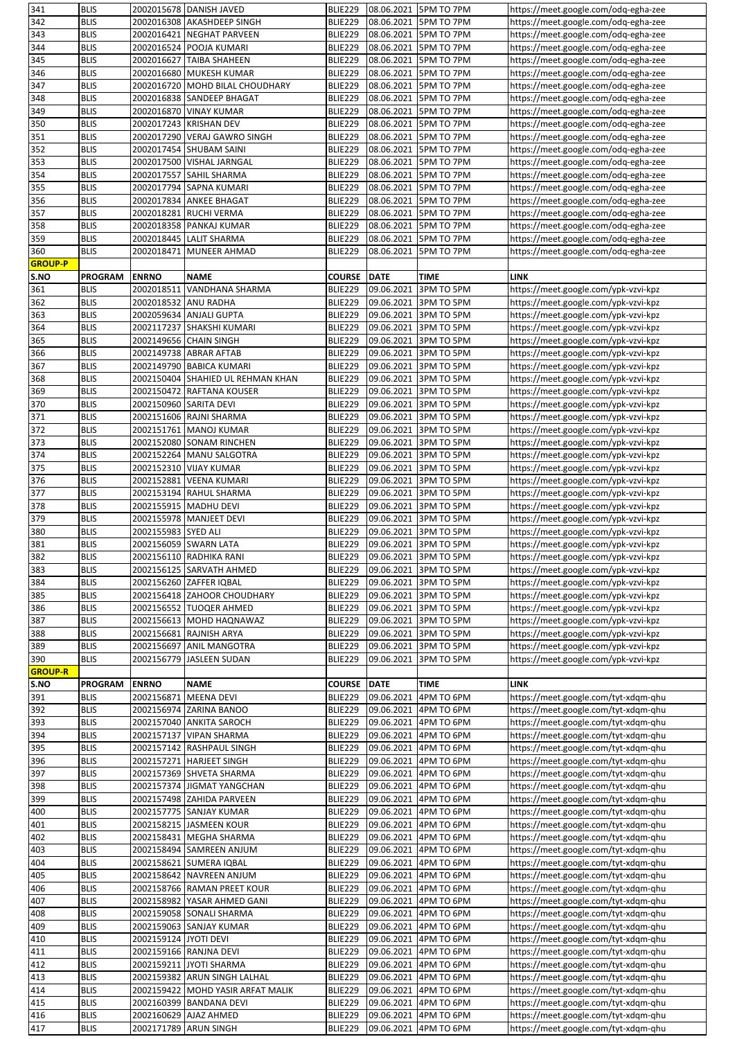| 341 | BLIS | 2002015678 | DANISH JAVED | BLIE229 | 08.06.2021 | 5PM TO 7PM | https://meet.google.com/odq-egha-zee |
|---|---|---|---|---|---|---|---|
| 342 | BLIS | 2002016308 | AKASHDEEP SINGH | BLIE229 | 08.06.2021 | 5PM TO 7PM | https://meet.google.com/odq-egha-zee |
| 343 | BLIS | 2002016421 | NEGHAT PARVEEN | BLIE229 | 08.06.2021 | 5PM TO 7PM | https://meet.google.com/odq-egha-zee |
| 344 | BLIS | 2002016524 | POOJA KUMARI | BLIE229 | 08.06.2021 | 5PM TO 7PM | https://meet.google.com/odq-egha-zee |
| 345 | BLIS | 2002016627 | TAIBA SHAHEEN | BLIE229 | 08.06.2021 | 5PM TO 7PM | https://meet.google.com/odq-egha-zee |
| 346 | BLIS | 2002016680 | MUKESH KUMAR | BLIE229 | 08.06.2021 | 5PM TO 7PM | https://meet.google.com/odq-egha-zee |
| 347 | BLIS | 2002016720 | MOHD BILAL CHOUDHARY | BLIE229 | 08.06.2021 | 5PM TO 7PM | https://meet.google.com/odq-egha-zee |
| 348 | BLIS | 2002016838 | SANDEEP BHAGAT | BLIE229 | 08.06.2021 | 5PM TO 7PM | https://meet.google.com/odq-egha-zee |
| 349 | BLIS | 2002016870 | VINAY KUMAR | BLIE229 | 08.06.2021 | 5PM TO 7PM | https://meet.google.com/odq-egha-zee |
| 350 | BLIS | 2002017243 | KRISHAN DEV | BLIE229 | 08.06.2021 | 5PM TO 7PM | https://meet.google.com/odq-egha-zee |
| 351 | BLIS | 2002017290 | VERAJ GAWRO SINGH | BLIE229 | 08.06.2021 | 5PM TO 7PM | https://meet.google.com/odq-egha-zee |
| 352 | BLIS | 2002017454 | SHUBAM SAINI | BLIE229 | 08.06.2021 | 5PM TO 7PM | https://meet.google.com/odq-egha-zee |
| 353 | BLIS | 2002017500 | VISHAL JARNGAL | BLIE229 | 08.06.2021 | 5PM TO 7PM | https://meet.google.com/odq-egha-zee |
| 354 | BLIS | 2002017557 | SAHIL SHARMA | BLIE229 | 08.06.2021 | 5PM TO 7PM | https://meet.google.com/odq-egha-zee |
| 355 | BLIS | 2002017794 | SAPNA KUMARI | BLIE229 | 08.06.2021 | 5PM TO 7PM | https://meet.google.com/odq-egha-zee |
| 356 | BLIS | 2002017834 | ANKEE BHAGAT | BLIE229 | 08.06.2021 | 5PM TO 7PM | https://meet.google.com/odq-egha-zee |
| 357 | BLIS | 2002018281 | RUCHI VERMA | BLIE229 | 08.06.2021 | 5PM TO 7PM | https://meet.google.com/odq-egha-zee |
| 358 | BLIS | 2002018358 | PANKAJ KUMAR | BLIE229 | 08.06.2021 | 5PM TO 7PM | https://meet.google.com/odq-egha-zee |
| 359 | BLIS | 2002018445 | LALIT SHARMA | BLIE229 | 08.06.2021 | 5PM TO 7PM | https://meet.google.com/odq-egha-zee |
| 360 | BLIS | 2002018471 | MUNEER AHMAD | BLIE229 | 08.06.2021 | 5PM TO 7PM | https://meet.google.com/odq-egha-zee |
| **GROUP-P** | | | | | | | |
| **S.NO** | **PROGRAM** | **ENRNO** | **NAME** | **COURSE** | **DATE** | **TIME** | **LINK** |
| 361 | BLIS | 2002018511 | VANDHANA SHARMA | BLIE229 | 09.06.2021 | 3PM TO 5PM | https://meet.google.com/ypk-vzvi-kpz |
| 362 | BLIS | 2002018532 | ANU RADHA | BLIE229 | 09.06.2021 | 3PM TO 5PM | https://meet.google.com/ypk-vzvi-kpz |
| 363 | BLIS | 2002059634 | ANJALI GUPTA | BLIE229 | 09.06.2021 | 3PM TO 5PM | https://meet.google.com/ypk-vzvi-kpz |
| 364 | BLIS | 2002117237 | SHAKSHI KUMARI | BLIE229 | 09.06.2021 | 3PM TO 5PM | https://meet.google.com/ypk-vzvi-kpz |
| 365 | BLIS | 2002149656 | CHAIN SINGH | BLIE229 | 09.06.2021 | 3PM TO 5PM | https://meet.google.com/ypk-vzvi-kpz |
| 366 | BLIS | 2002149738 | ABRAR AFTAB | BLIE229 | 09.06.2021 | 3PM TO 5PM | https://meet.google.com/ypk-vzvi-kpz |
| 367 | BLIS | 2002149790 | BABICA KUMARI | BLIE229 | 09.06.2021 | 3PM TO 5PM | https://meet.google.com/ypk-vzvi-kpz |
| 368 | BLIS | 2002150404 | SHAHIED UL REHMAN KHAN | BLIE229 | 09.06.2021 | 3PM TO 5PM | https://meet.google.com/ypk-vzvi-kpz |
| 369 | BLIS | 2002150472 | RAFTANA KOUSER | BLIE229 | 09.06.2021 | 3PM TO 5PM | https://meet.google.com/ypk-vzvi-kpz |
| 370 | BLIS | 2002150960 | SARITA DEVI | BLIE229 | 09.06.2021 | 3PM TO 5PM | https://meet.google.com/ypk-vzvi-kpz |
| 371 | BLIS | 2002151606 | RAJNI SHARMA | BLIE229 | 09.06.2021 | 3PM TO 5PM | https://meet.google.com/ypk-vzvi-kpz |
| 372 | BLIS | 2002151761 | MANOJ KUMAR | BLIE229 | 09.06.2021 | 3PM TO 5PM | https://meet.google.com/ypk-vzvi-kpz |
| 373 | BLIS | 2002152080 | SONAM RINCHEN | BLIE229 | 09.06.2021 | 3PM TO 5PM | https://meet.google.com/ypk-vzvi-kpz |
| 374 | BLIS | 2002152264 | MANU SALGOTRA | BLIE229 | 09.06.2021 | 3PM TO 5PM | https://meet.google.com/ypk-vzvi-kpz |
| 375 | BLIS | 2002152310 | VIJAY KUMAR | BLIE229 | 09.06.2021 | 3PM TO 5PM | https://meet.google.com/ypk-vzvi-kpz |
| 376 | BLIS | 2002152881 | VEENA KUMARI | BLIE229 | 09.06.2021 | 3PM TO 5PM | https://meet.google.com/ypk-vzvi-kpz |
| 377 | BLIS | 2002153194 | RAHUL SHARMA | BLIE229 | 09.06.2021 | 3PM TO 5PM | https://meet.google.com/ypk-vzvi-kpz |
| 378 | BLIS | 2002155915 | MADHU DEVI | BLIE229 | 09.06.2021 | 3PM TO 5PM | https://meet.google.com/ypk-vzvi-kpz |
| 379 | BLIS | 2002155978 | MANJEET DEVI | BLIE229 | 09.06.2021 | 3PM TO 5PM | https://meet.google.com/ypk-vzvi-kpz |
| 380 | BLIS | 2002155983 | SYED ALI | BLIE229 | 09.06.2021 | 3PM TO 5PM | https://meet.google.com/ypk-vzvi-kpz |
| 381 | BLIS | 2002156059 | SWARN LATA | BLIE229 | 09.06.2021 | 3PM TO 5PM | https://meet.google.com/ypk-vzvi-kpz |
| 382 | BLIS | 2002156110 | RADHIKA RANI | BLIE229 | 09.06.2021 | 3PM TO 5PM | https://meet.google.com/ypk-vzvi-kpz |
| 383 | BLIS | 2002156125 | SARVATH AHMED | BLIE229 | 09.06.2021 | 3PM TO 5PM | https://meet.google.com/ypk-vzvi-kpz |
| 384 | BLIS | 2002156260 | ZAFFER IQBAL | BLIE229 | 09.06.2021 | 3PM TO 5PM | https://meet.google.com/ypk-vzvi-kpz |
| 385 | BLIS | 2002156418 | ZAHOOR CHOUDHARY | BLIE229 | 09.06.2021 | 3PM TO 5PM | https://meet.google.com/ypk-vzvi-kpz |
| 386 | BLIS | 2002156552 | TUOQER AHMED | BLIE229 | 09.06.2021 | 3PM TO 5PM | https://meet.google.com/ypk-vzvi-kpz |
| 387 | BLIS | 2002156613 | MOHD HAQNAWAZ | BLIE229 | 09.06.2021 | 3PM TO 5PM | https://meet.google.com/ypk-vzvi-kpz |
| 388 | BLIS | 2002156681 | RAJNISH ARYA | BLIE229 | 09.06.2021 | 3PM TO 5PM | https://meet.google.com/ypk-vzvi-kpz |
| 389 | BLIS | 2002156697 | ANIL MANGOTRA | BLIE229 | 09.06.2021 | 3PM TO 5PM | https://meet.google.com/ypk-vzvi-kpz |
| 390 | BLIS | 2002156779 | JASLEEN SUDAN | BLIE229 | 09.06.2021 | 3PM TO 5PM | https://meet.google.com/ypk-vzvi-kpz |
| **GROUP-R** | | | | | | | |
| **S.NO** | **PROGRAM** | **ENRNO** | **NAME** | **COURSE** | **DATE** | **TIME** | **LINK** |
| 391 | BLIS | 2002156871 | MEENA DEVI | BLIE229 | 09.06.2021 | 4PM TO 6PM | https://meet.google.com/tyt-xdqm-qhu |
| 392 | BLIS | 2002156974 | ZARINA BANOO | BLIE229 | 09.06.2021 | 4PM TO 6PM | https://meet.google.com/tyt-xdqm-qhu |
| 393 | BLIS | 2002157040 | ANKITA SAROCH | BLIE229 | 09.06.2021 | 4PM TO 6PM | https://meet.google.com/tyt-xdqm-qhu |
| 394 | BLIS | 2002157137 | VIPAN SHARMA | BLIE229 | 09.06.2021 | 4PM TO 6PM | https://meet.google.com/tyt-xdqm-qhu |
| 395 | BLIS | 2002157142 | RASHPAUL SINGH | BLIE229 | 09.06.2021 | 4PM TO 6PM | https://meet.google.com/tyt-xdqm-qhu |
| 396 | BLIS | 2002157271 | HARJEET SINGH | BLIE229 | 09.06.2021 | 4PM TO 6PM | https://meet.google.com/tyt-xdqm-qhu |
| 397 | BLIS | 2002157369 | SHVETA SHARMA | BLIE229 | 09.06.2021 | 4PM TO 6PM | https://meet.google.com/tyt-xdqm-qhu |
| 398 | BLIS | 2002157374 | JIGMAT YANGCHAN | BLIE229 | 09.06.2021 | 4PM TO 6PM | https://meet.google.com/tyt-xdqm-qhu |
| 399 | BLIS | 2002157498 | ZAHIDA PARVEEN | BLIE229 | 09.06.2021 | 4PM TO 6PM | https://meet.google.com/tyt-xdqm-qhu |
| 400 | BLIS | 2002157775 | SANJAY KUMAR | BLIE229 | 09.06.2021 | 4PM TO 6PM | https://meet.google.com/tyt-xdqm-qhu |
| 401 | BLIS | 2002158215 | JASMEEN KOUR | BLIE229 | 09.06.2021 | 4PM TO 6PM | https://meet.google.com/tyt-xdqm-qhu |
| 402 | BLIS | 2002158431 | MEGHA SHARMA | BLIE229 | 09.06.2021 | 4PM TO 6PM | https://meet.google.com/tyt-xdqm-qhu |
| 403 | BLIS | 2002158494 | SAMREEN ANJUM | BLIE229 | 09.06.2021 | 4PM TO 6PM | https://meet.google.com/tyt-xdqm-qhu |
| 404 | BLIS | 2002158621 | SUMERA IQBAL | BLIE229 | 09.06.2021 | 4PM TO 6PM | https://meet.google.com/tyt-xdqm-qhu |
| 405 | BLIS | 2002158642 | NAVREEN ANJUM | BLIE229 | 09.06.2021 | 4PM TO 6PM | https://meet.google.com/tyt-xdqm-qhu |
| 406 | BLIS | 2002158766 | RAMAN PREET KOUR | BLIE229 | 09.06.2021 | 4PM TO 6PM | https://meet.google.com/tyt-xdqm-qhu |
| 407 | BLIS | 2002158982 | YASAR AHMED GANI | BLIE229 | 09.06.2021 | 4PM TO 6PM | https://meet.google.com/tyt-xdqm-qhu |
| 408 | BLIS | 2002159058 | SONALI SHARMA | BLIE229 | 09.06.2021 | 4PM TO 6PM | https://meet.google.com/tyt-xdqm-qhu |
| 409 | BLIS | 2002159063 | SANJAY KUMAR | BLIE229 | 09.06.2021 | 4PM TO 6PM | https://meet.google.com/tyt-xdqm-qhu |
| 410 | BLIS | 2002159124 | JYOTI DEVI | BLIE229 | 09.06.2021 | 4PM TO 6PM | https://meet.google.com/tyt-xdqm-qhu |
| 411 | BLIS | 2002159166 | RANJNA DEVI | BLIE229 | 09.06.2021 | 4PM TO 6PM | https://meet.google.com/tyt-xdqm-qhu |
| 412 | BLIS | 2002159211 | JYOTI SHARMA | BLIE229 | 09.06.2021 | 4PM TO 6PM | https://meet.google.com/tyt-xdqm-qhu |
| 413 | BLIS | 2002159382 | ARUN SINGH LALHAL | BLIE229 | 09.06.2021 | 4PM TO 6PM | https://meet.google.com/tyt-xdqm-qhu |
| 414 | BLIS | 2002159422 | MOHD YASIR ARFAT MALIK | BLIE229 | 09.06.2021 | 4PM TO 6PM | https://meet.google.com/tyt-xdqm-qhu |
| 415 | BLIS | 2002160399 | BANDANA DEVI | BLIE229 | 09.06.2021 | 4PM TO 6PM | https://meet.google.com/tyt-xdqm-qhu |
| 416 | BLIS | 2002160629 | AJAZ AHMED | BLIE229 | 09.06.2021 | 4PM TO 6PM | https://meet.google.com/tyt-xdqm-qhu |
| 417 | BLIS | 2002171789 | ARUN SINGH | BLIE229 | 09.06.2021 | 4PM TO 6PM | https://meet.google.com/tyt-xdqm-qhu |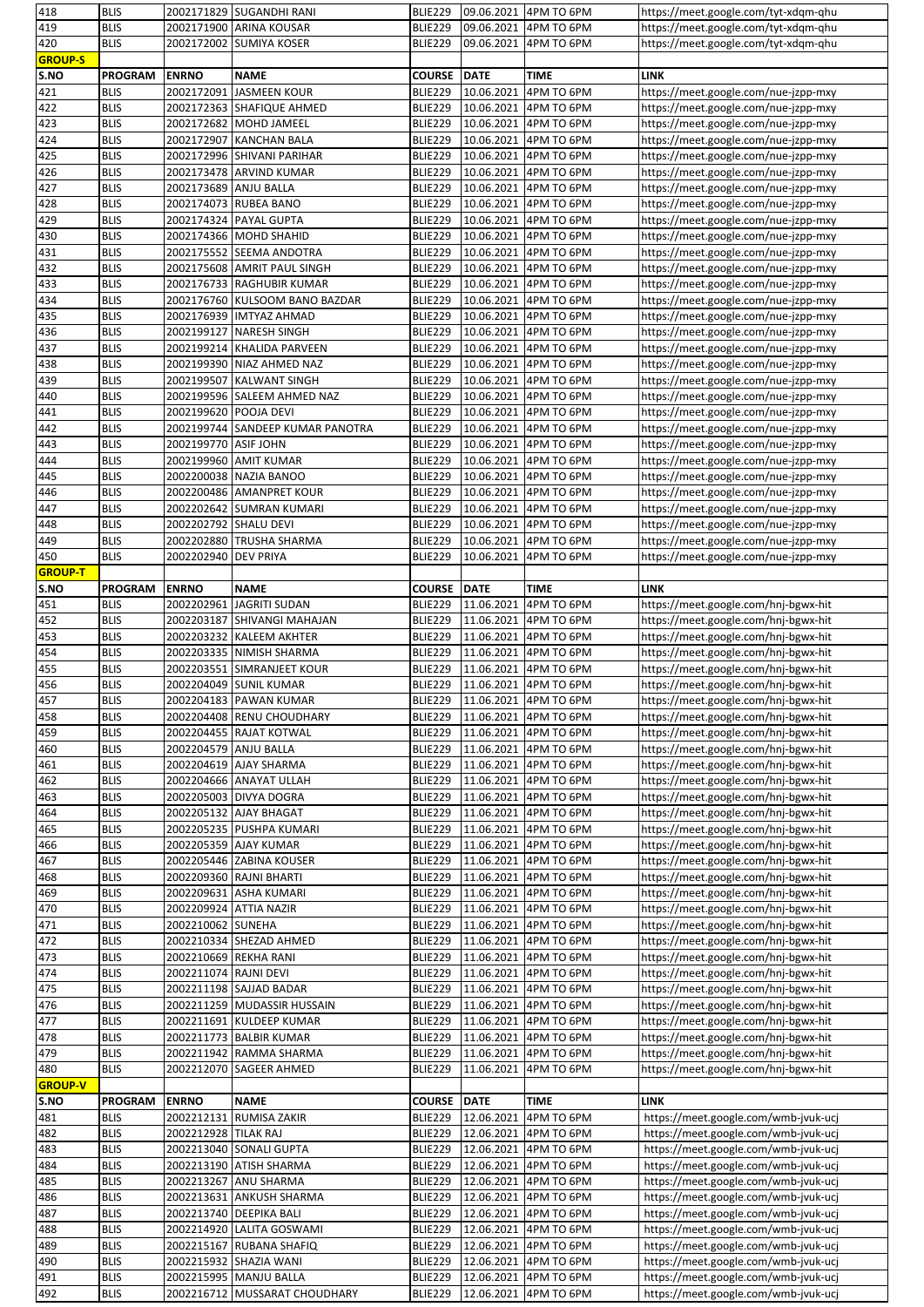| 418 | BLIS | 2002171829 | SUGANDHI RANI | BLIE229 | 09.06.2021 | 4PM TO 6PM | https://meet.google.com/tyt-xdqm-qhu |
|---|---|---|---|---|---|---|---|
| 419 | BLIS | 2002171900 | ARINA KOUSAR | BLIE229 | 09.06.2021 | 4PM TO 6PM | https://meet.google.com/tyt-xdqm-qhu |
| 420 | BLIS | 2002172002 | SUMIYA KOSER | BLIE229 | 09.06.2021 | 4PM TO 6PM | https://meet.google.com/tyt-xdqm-qhu |
| **GROUP-S** | | | | | | | |
| S.NO | PROGRAM | ENRNO | NAME | COURSE | DATE | TIME | LINK |
| 421 | BLIS | 2002172091 | JASMEEN KOUR | BLIE229 | 10.06.2021 | 4PM TO 6PM | https://meet.google.com/nue-jzpp-mxy |
| 422 | BLIS | 2002172363 | SHAFIQUE AHMED | BLIE229 | 10.06.2021 | 4PM TO 6PM | https://meet.google.com/nue-jzpp-mxy |
| 423 | BLIS | 2002172682 | MOHD JAMEEL | BLIE229 | 10.06.2021 | 4PM TO 6PM | https://meet.google.com/nue-jzpp-mxy |
| 424 | BLIS | 2002172907 | KANCHAN BALA | BLIE229 | 10.06.2021 | 4PM TO 6PM | https://meet.google.com/nue-jzpp-mxy |
| 425 | BLIS | 2002172996 | SHIVANI PARIHAR | BLIE229 | 10.06.2021 | 4PM TO 6PM | https://meet.google.com/nue-jzpp-mxy |
| 426 | BLIS | 2002173478 | ARVIND KUMAR | BLIE229 | 10.06.2021 | 4PM TO 6PM | https://meet.google.com/nue-jzpp-mxy |
| 427 | BLIS | 2002173689 | ANJU BALLA | BLIE229 | 10.06.2021 | 4PM TO 6PM | https://meet.google.com/nue-jzpp-mxy |
| 428 | BLIS | 2002174073 | RUBEA BANO | BLIE229 | 10.06.2021 | 4PM TO 6PM | https://meet.google.com/nue-jzpp-mxy |
| 429 | BLIS | 2002174324 | PAYAL GUPTA | BLIE229 | 10.06.2021 | 4PM TO 6PM | https://meet.google.com/nue-jzpp-mxy |
| 430 | BLIS | 2002174366 | MOHD SHAHID | BLIE229 | 10.06.2021 | 4PM TO 6PM | https://meet.google.com/nue-jzpp-mxy |
| 431 | BLIS | 2002175552 | SEEMA ANDOTRA | BLIE229 | 10.06.2021 | 4PM TO 6PM | https://meet.google.com/nue-jzpp-mxy |
| 432 | BLIS | 2002175608 | AMRIT PAUL SINGH | BLIE229 | 10.06.2021 | 4PM TO 6PM | https://meet.google.com/nue-jzpp-mxy |
| 433 | BLIS | 2002176733 | RAGHUBIR KUMAR | BLIE229 | 10.06.2021 | 4PM TO 6PM | https://meet.google.com/nue-jzpp-mxy |
| 434 | BLIS | 2002176760 | KULSOOM BANO BAZDAR | BLIE229 | 10.06.2021 | 4PM TO 6PM | https://meet.google.com/nue-jzpp-mxy |
| 435 | BLIS | 2002176939 | IMTYAZ AHMAD | BLIE229 | 10.06.2021 | 4PM TO 6PM | https://meet.google.com/nue-jzpp-mxy |
| 436 | BLIS | 2002199127 | NARESH SINGH | BLIE229 | 10.06.2021 | 4PM TO 6PM | https://meet.google.com/nue-jzpp-mxy |
| 437 | BLIS | 2002199214 | KHALIDA PARVEEN | BLIE229 | 10.06.2021 | 4PM TO 6PM | https://meet.google.com/nue-jzpp-mxy |
| 438 | BLIS | 2002199390 | NIAZ AHMED NAZ | BLIE229 | 10.06.2021 | 4PM TO 6PM | https://meet.google.com/nue-jzpp-mxy |
| 439 | BLIS | 2002199507 | KALWANT SINGH | BLIE229 | 10.06.2021 | 4PM TO 6PM | https://meet.google.com/nue-jzpp-mxy |
| 440 | BLIS | 2002199596 | SALEEM AHMED NAZ | BLIE229 | 10.06.2021 | 4PM TO 6PM | https://meet.google.com/nue-jzpp-mxy |
| 441 | BLIS | 2002199620 | POOJA DEVI | BLIE229 | 10.06.2021 | 4PM TO 6PM | https://meet.google.com/nue-jzpp-mxy |
| 442 | BLIS | 2002199744 | SANDEEP KUMAR PANOTRA | BLIE229 | 10.06.2021 | 4PM TO 6PM | https://meet.google.com/nue-jzpp-mxy |
| 443 | BLIS | 2002199770 | ASIF JOHN | BLIE229 | 10.06.2021 | 4PM TO 6PM | https://meet.google.com/nue-jzpp-mxy |
| 444 | BLIS | 2002199960 | AMIT KUMAR | BLIE229 | 10.06.2021 | 4PM TO 6PM | https://meet.google.com/nue-jzpp-mxy |
| 445 | BLIS | 2002200038 | NAZIA BANOO | BLIE229 | 10.06.2021 | 4PM TO 6PM | https://meet.google.com/nue-jzpp-mxy |
| 446 | BLIS | 2002200486 | AMANPREET KOUR | BLIE229 | 10.06.2021 | 4PM TO 6PM | https://meet.google.com/nue-jzpp-mxy |
| 447 | BLIS | 2002202642 | SUMRAN KUMARI | BLIE229 | 10.06.2021 | 4PM TO 6PM | https://meet.google.com/nue-jzpp-mxy |
| 448 | BLIS | 2002202792 | SHALU DEVI | BLIE229 | 10.06.2021 | 4PM TO 6PM | https://meet.google.com/nue-jzpp-mxy |
| 449 | BLIS | 2002202880 | TRUSHA SHARMA | BLIE229 | 10.06.2021 | 4PM TO 6PM | https://meet.google.com/nue-jzpp-mxy |
| 450 | BLIS | 2002202940 | DEV PRIYA | BLIE229 | 10.06.2021 | 4PM TO 6PM | https://meet.google.com/nue-jzpp-mxy |
| **GROUP-T** | | | | | | | |
| S.NO | PROGRAM | ENRNO | NAME | COURSE | DATE | TIME | LINK |
| 451 | BLIS | 2002202961 | JAGRITI SUDAN | BLIE229 | 11.06.2021 | 4PM TO 6PM | https://meet.google.com/hnj-bgwx-hit |
| 452 | BLIS | 2002203187 | SHIVANGI MAHAJAN | BLIE229 | 11.06.2021 | 4PM TO 6PM | https://meet.google.com/hnj-bgwx-hit |
| 453 | BLIS | 2002203232 | KALEEM AKHTER | BLIE229 | 11.06.2021 | 4PM TO 6PM | https://meet.google.com/hnj-bgwx-hit |
| 454 | BLIS | 2002203335 | NIMISH SHARMA | BLIE229 | 11.06.2021 | 4PM TO 6PM | https://meet.google.com/hnj-bgwx-hit |
| 455 | BLIS | 2002203551 | SIMRANJEET KOUR | BLIE229 | 11.06.2021 | 4PM TO 6PM | https://meet.google.com/hnj-bgwx-hit |
| 456 | BLIS | 2002204049 | SUNIL KUMAR | BLIE229 | 11.06.2021 | 4PM TO 6PM | https://meet.google.com/hnj-bgwx-hit |
| 457 | BLIS | 2002204183 | PAWAN KUMAR | BLIE229 | 11.06.2021 | 4PM TO 6PM | https://meet.google.com/hnj-bgwx-hit |
| 458 | BLIS | 2002204408 | RENU CHOUDHARY | BLIE229 | 11.06.2021 | 4PM TO 6PM | https://meet.google.com/hnj-bgwx-hit |
| 459 | BLIS | 2002204455 | RAJAT KOTWAL | BLIE229 | 11.06.2021 | 4PM TO 6PM | https://meet.google.com/hnj-bgwx-hit |
| 460 | BLIS | 2002204579 | ANJU BALLA | BLIE229 | 11.06.2021 | 4PM TO 6PM | https://meet.google.com/hnj-bgwx-hit |
| 461 | BLIS | 2002204619 | AJAY SHARMA | BLIE229 | 11.06.2021 | 4PM TO 6PM | https://meet.google.com/hnj-bgwx-hit |
| 462 | BLIS | 2002204666 | ANAYAT ULLAH | BLIE229 | 11.06.2021 | 4PM TO 6PM | https://meet.google.com/hnj-bgwx-hit |
| 463 | BLIS | 2002205003 | DIVYA DOGRA | BLIE229 | 11.06.2021 | 4PM TO 6PM | https://meet.google.com/hnj-bgwx-hit |
| 464 | BLIS | 2002205132 | AJAY BHAGAT | BLIE229 | 11.06.2021 | 4PM TO 6PM | https://meet.google.com/hnj-bgwx-hit |
| 465 | BLIS | 2002205235 | PUSHPA KUMARI | BLIE229 | 11.06.2021 | 4PM TO 6PM | https://meet.google.com/hnj-bgwx-hit |
| 466 | BLIS | 2002205359 | AJAY KUMAR | BLIE229 | 11.06.2021 | 4PM TO 6PM | https://meet.google.com/hnj-bgwx-hit |
| 467 | BLIS | 2002205446 | ZABINA KOUSER | BLIE229 | 11.06.2021 | 4PM TO 6PM | https://meet.google.com/hnj-bgwx-hit |
| 468 | BLIS | 2002209360 | RAJNI BHARTI | BLIE229 | 11.06.2021 | 4PM TO 6PM | https://meet.google.com/hnj-bgwx-hit |
| 469 | BLIS | 2002209631 | ASHA KUMARI | BLIE229 | 11.06.2021 | 4PM TO 6PM | https://meet.google.com/hnj-bgwx-hit |
| 470 | BLIS | 2002209924 | ATTIA NAZIR | BLIE229 | 11.06.2021 | 4PM TO 6PM | https://meet.google.com/hnj-bgwx-hit |
| 471 | BLIS | 2002210062 | SUNEHA | BLIE229 | 11.06.2021 | 4PM TO 6PM | https://meet.google.com/hnj-bgwx-hit |
| 472 | BLIS | 2002210334 | SHEZAD AHMED | BLIE229 | 11.06.2021 | 4PM TO 6PM | https://meet.google.com/hnj-bgwx-hit |
| 473 | BLIS | 2002210669 | REKHA RANI | BLIE229 | 11.06.2021 | 4PM TO 6PM | https://meet.google.com/hnj-bgwx-hit |
| 474 | BLIS | 2002211074 | RAJNI DEVI | BLIE229 | 11.06.2021 | 4PM TO 6PM | https://meet.google.com/hnj-bgwx-hit |
| 475 | BLIS | 2002211198 | SAJJAD BADAR | BLIE229 | 11.06.2021 | 4PM TO 6PM | https://meet.google.com/hnj-bgwx-hit |
| 476 | BLIS | 2002211259 | MUDASSIR HUSSAIN | BLIE229 | 11.06.2021 | 4PM TO 6PM | https://meet.google.com/hnj-bgwx-hit |
| 477 | BLIS | 2002211691 | KULDEEP KUMAR | BLIE229 | 11.06.2021 | 4PM TO 6PM | https://meet.google.com/hnj-bgwx-hit |
| 478 | BLIS | 2002211773 | BALBIR KUMAR | BLIE229 | 11.06.2021 | 4PM TO 6PM | https://meet.google.com/hnj-bgwx-hit |
| 479 | BLIS | 2002211942 | RAMMA SHARMA | BLIE229 | 11.06.2021 | 4PM TO 6PM | https://meet.google.com/hnj-bgwx-hit |
| 480 | BLIS | 2002212070 | SAGEER AHMED | BLIE229 | 11.06.2021 | 4PM TO 6PM | https://meet.google.com/hnj-bgwx-hit |
| **GROUP-V** | | | | | | | |
| S.NO | PROGRAM | ENRNO | NAME | COURSE | DATE | TIME | LINK |
| 481 | BLIS | 2002212131 | RUMISA ZAKIR | BLIE229 | 12.06.2021 | 4PM TO 6PM | https://meet.google.com/wmb-jvuk-ucj |
| 482 | BLIS | 2002212928 | TILAK RAJ | BLIE229 | 12.06.2021 | 4PM TO 6PM | https://meet.google.com/wmb-jvuk-ucj |
| 483 | BLIS | 2002213040 | SONALI GUPTA | BLIE229 | 12.06.2021 | 4PM TO 6PM | https://meet.google.com/wmb-jvuk-ucj |
| 484 | BLIS | 2002213190 | ATISH SHARMA | BLIE229 | 12.06.2021 | 4PM TO 6PM | https://meet.google.com/wmb-jvuk-ucj |
| 485 | BLIS | 2002213267 | ANU SHARMA | BLIE229 | 12.06.2021 | 4PM TO 6PM | https://meet.google.com/wmb-jvuk-ucj |
| 486 | BLIS | 2002213631 | ANKUSH SHARMA | BLIE229 | 12.06.2021 | 4PM TO 6PM | https://meet.google.com/wmb-jvuk-ucj |
| 487 | BLIS | 2002213740 | DEEPIKA BALI | BLIE229 | 12.06.2021 | 4PM TO 6PM | https://meet.google.com/wmb-jvuk-ucj |
| 488 | BLIS | 2002214920 | LALITA GOSWAMI | BLIE229 | 12.06.2021 | 4PM TO 6PM | https://meet.google.com/wmb-jvuk-ucj |
| 489 | BLIS | 2002215167 | RUBANA SHAFIQ | BLIE229 | 12.06.2021 | 4PM TO 6PM | https://meet.google.com/wmb-jvuk-ucj |
| 490 | BLIS | 2002215932 | SHAZIA WANI | BLIE229 | 12.06.2021 | 4PM TO 6PM | https://meet.google.com/wmb-jvuk-ucj |
| 491 | BLIS | 2002215995 | MANJU BALLA | BLIE229 | 12.06.2021 | 4PM TO 6PM | https://meet.google.com/wmb-jvuk-ucj |
| 492 | BLIS | 2002216712 | MUSSARAT CHOUDHARY | BLIE229 | 12.06.2021 | 4PM TO 6PM | https://meet.google.com/wmb-jvuk-ucj |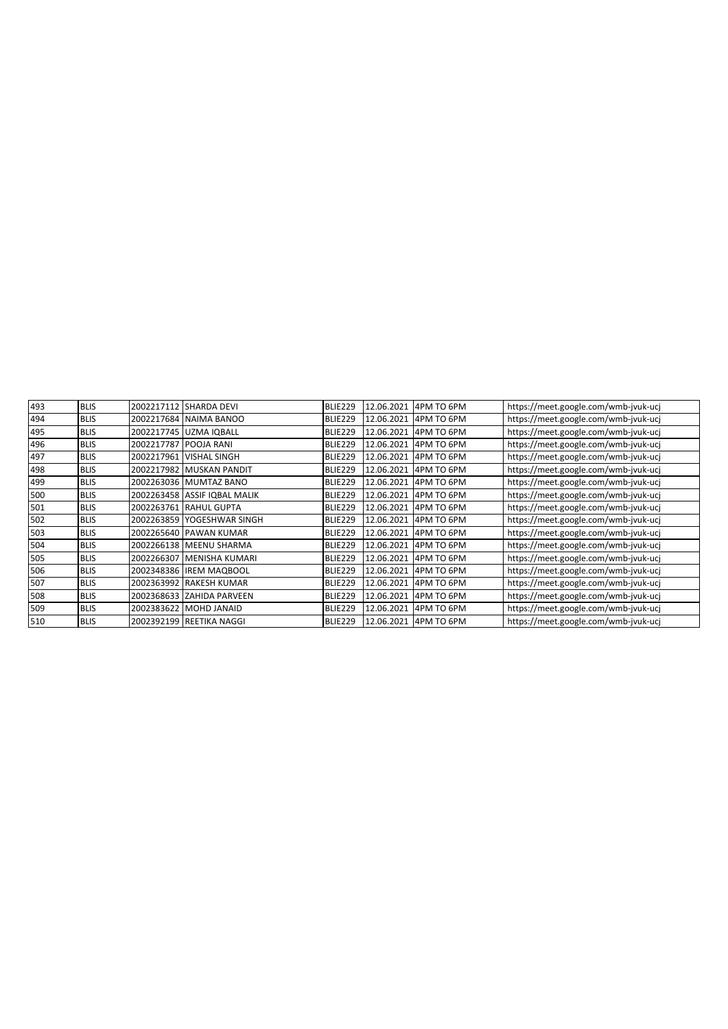| | | | | | | | |
|---|---|---|---|---|---|---|---|
| 493 | BLIS | 2002217112 | SHARDA DEVI | BLIE229 | 12.06.2021 | 4PM TO 6PM | https://meet.google.com/wmb-jvuk-ucj |
| 494 | BLIS | 2002217684 | NAIMA BANOO | BLIE229 | 12.06.2021 | 4PM TO 6PM | https://meet.google.com/wmb-jvuk-ucj |
| 495 | BLIS | 2002217745 | UZMA IQBALL | BLIE229 | 12.06.2021 | 4PM TO 6PM | https://meet.google.com/wmb-jvuk-ucj |
| 496 | BLIS | 2002217787 | POOJA RANI | BLIE229 | 12.06.2021 | 4PM TO 6PM | https://meet.google.com/wmb-jvuk-ucj |
| 497 | BLIS | 2002217961 | VISHAL SINGH | BLIE229 | 12.06.2021 | 4PM TO 6PM | https://meet.google.com/wmb-jvuk-ucj |
| 498 | BLIS | 2002217982 | MUSKAN PANDIT | BLIE229 | 12.06.2021 | 4PM TO 6PM | https://meet.google.com/wmb-jvuk-ucj |
| 499 | BLIS | 2002263036 | MUMTAZ BANO | BLIE229 | 12.06.2021 | 4PM TO 6PM | https://meet.google.com/wmb-jvuk-ucj |
| 500 | BLIS | 2002263458 | ASSIF IQBAL MALIK | BLIE229 | 12.06.2021 | 4PM TO 6PM | https://meet.google.com/wmb-jvuk-ucj |
| 501 | BLIS | 2002263761 | RAHUL GUPTA | BLIE229 | 12.06.2021 | 4PM TO 6PM | https://meet.google.com/wmb-jvuk-ucj |
| 502 | BLIS | 2002263859 | YOGESHWAR SINGH | BLIE229 | 12.06.2021 | 4PM TO 6PM | https://meet.google.com/wmb-jvuk-ucj |
| 503 | BLIS | 2002265640 | PAWAN KUMAR | BLIE229 | 12.06.2021 | 4PM TO 6PM | https://meet.google.com/wmb-jvuk-ucj |
| 504 | BLIS | 2002266138 | MEENU SHARMA | BLIE229 | 12.06.2021 | 4PM TO 6PM | https://meet.google.com/wmb-jvuk-ucj |
| 505 | BLIS | 2002266307 | MENISHA KUMARI | BLIE229 | 12.06.2021 | 4PM TO 6PM | https://meet.google.com/wmb-jvuk-ucj |
| 506 | BLIS | 2002348386 | IREM MAQBOOL | BLIE229 | 12.06.2021 | 4PM TO 6PM | https://meet.google.com/wmb-jvuk-ucj |
| 507 | BLIS | 2002363992 | RAKESH KUMAR | BLIE229 | 12.06.2021 | 4PM TO 6PM | https://meet.google.com/wmb-jvuk-ucj |
| 508 | BLIS | 2002368633 | ZAHIDA PARVEEN | BLIE229 | 12.06.2021 | 4PM TO 6PM | https://meet.google.com/wmb-jvuk-ucj |
| 509 | BLIS | 2002383622 | MOHD JANAID | BLIE229 | 12.06.2021 | 4PM TO 6PM | https://meet.google.com/wmb-jvuk-ucj |
| 510 | BLIS | 2002392199 | REETIKA NAGGI | BLIE229 | 12.06.2021 | 4PM TO 6PM | https://meet.google.com/wmb-jvuk-ucj |